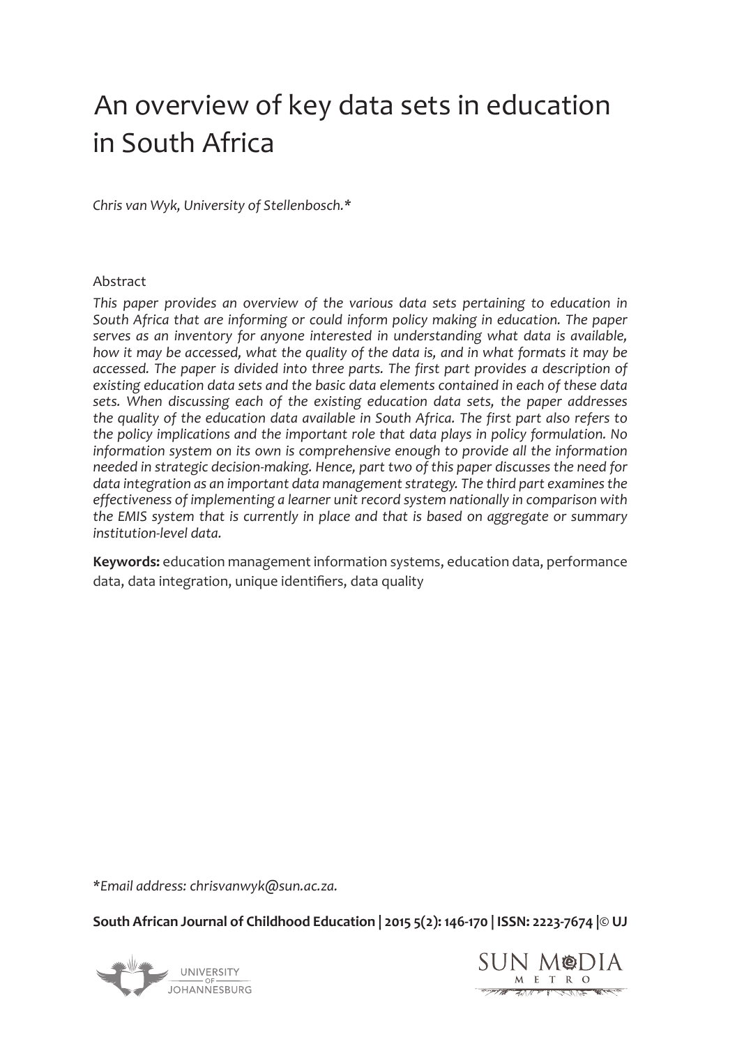# An overview of key data sets in education in South Africa

*Chris van Wyk, University of Stellenbosch.**

## Abstract

*This paper provides an overview of the various data sets pertaining to education in South Africa that are informing or could inform policy making in education. The paper serves as an inventory for anyone interested in understanding what data is available, how it may be accessed, what the quality of the data is, and in what formats it may be accessed. The paper is divided into three parts. The first part provides a description of existing education data sets and the basic data elements contained in each of these data sets. When discussing each of the existing education data sets, the paper addresses the quality of the education data available in South Africa. The first part also refers to the policy implications and the important role that data plays in policy formulation. No information system on its own is comprehensive enough to provide all the information needed in strategic decision-making. Hence, part two of this paper discusses the need for data integration as an important data management strategy. The third part examines the effectiveness of implementing a learner unit record system nationally in comparison with the EMIS system that is currently in place and that is based on aggregate or summary institution-level data.*

**Keywords:** education management information systems, education data, performance data, data integration, unique identifiers, data quality

*Email address: chrisvanwyk@sun.ac.za.*

**South African Journal of Childhood Education | 2015 5(2): 146-170 | ISSN: 2223-7674 |© UJ**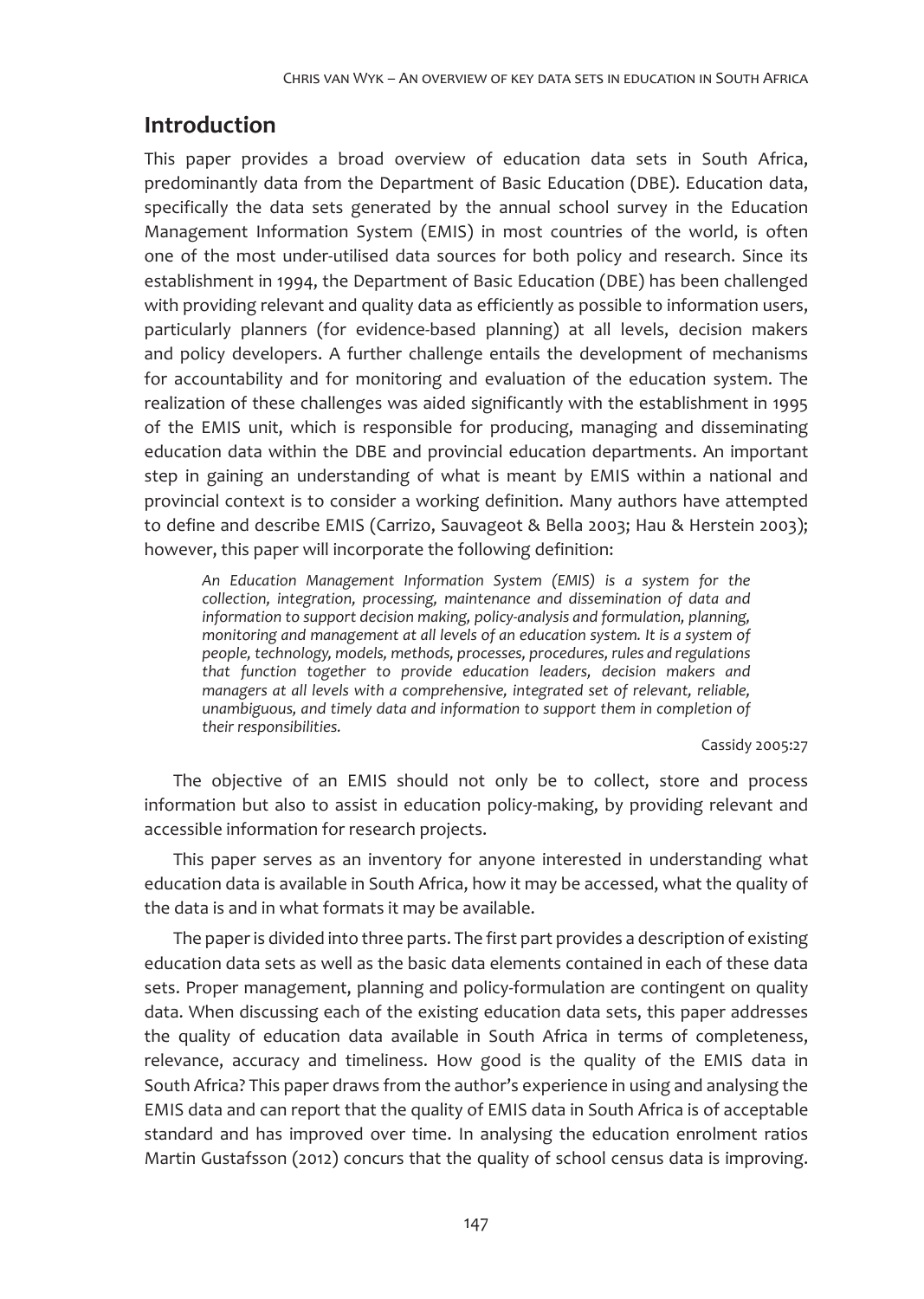## Introduction

This paper provides a broad overview of education data sets in South Africa, predominantly data from the Department of Basic Education (DBE). Education data, specifically the data sets generated by the annual school survey in the Education Management Information System (EMIS) in most countries of the world, is often one of the most under-utilised data sources for both policy and research. Since its establishment in 1994, the Department of Basic Education (DBE) has been challenged with providing relevant and quality data as efficiently as possible to information users, particularly planners (for evidence-based planning) at all levels, decision makers and policy developers. A further challenge entails the development of mechanisms for accountability and for monitoring and evaluation of the education system. The realization of these challenges was aided significantly with the establishment in 1995 of the EMIS unit, which is responsible for producing, managing and disseminating education data within the DBE and provincial education departments. An important step in gaining an understanding of what is meant by EMIS within a national and provincial context is to consider a working definition. Many authors have attempted to define and describe EMIS (Carrizo, Sauvageot & Bella 2003; Hau & Herstein 2003); however, this paper will incorporate the following definition:

> *An Education Management Information System (EMIS) is a system for the collection, integration, processing, maintenance and dissemination of data and information to support decision making, policy-analysis and formulation, planning, monitoring and management at all levels of an education system. It is a system of people, technology, models, methods, processes, procedures, rules and regulations that function together to provide education leaders, decision makers and managers at all levels with a comprehensive, integrated set of relevant, reliable, unambiguous, and timely data and information to support them in completion of their responsibilities.*
>
> Cassidy 2005:27

The objective of an EMIS should not only be to collect, store and process information but also to assist in education policy-making, by providing relevant and accessible information for research projects.

This paper serves as an inventory for anyone interested in understanding what education data is available in South Africa, how it may be accessed, what the quality of the data is and in what formats it may be available.

The paper is divided into three parts. The first part provides a description of existing education data sets as well as the basic data elements contained in each of these data sets. Proper management, planning and policy-formulation are contingent on quality data. When discussing each of the existing education data sets, this paper addresses the quality of education data available in South Africa in terms of completeness, relevance, accuracy and timeliness. How good is the quality of the EMIS data in South Africa? This paper draws from the author's experience in using and analysing the EMIS data and can report that the quality of EMIS data in South Africa is of acceptable standard and has improved over time. In analysing the education enrolment ratios Martin Gustafsson (2012) concurs that the quality of school census data is improving.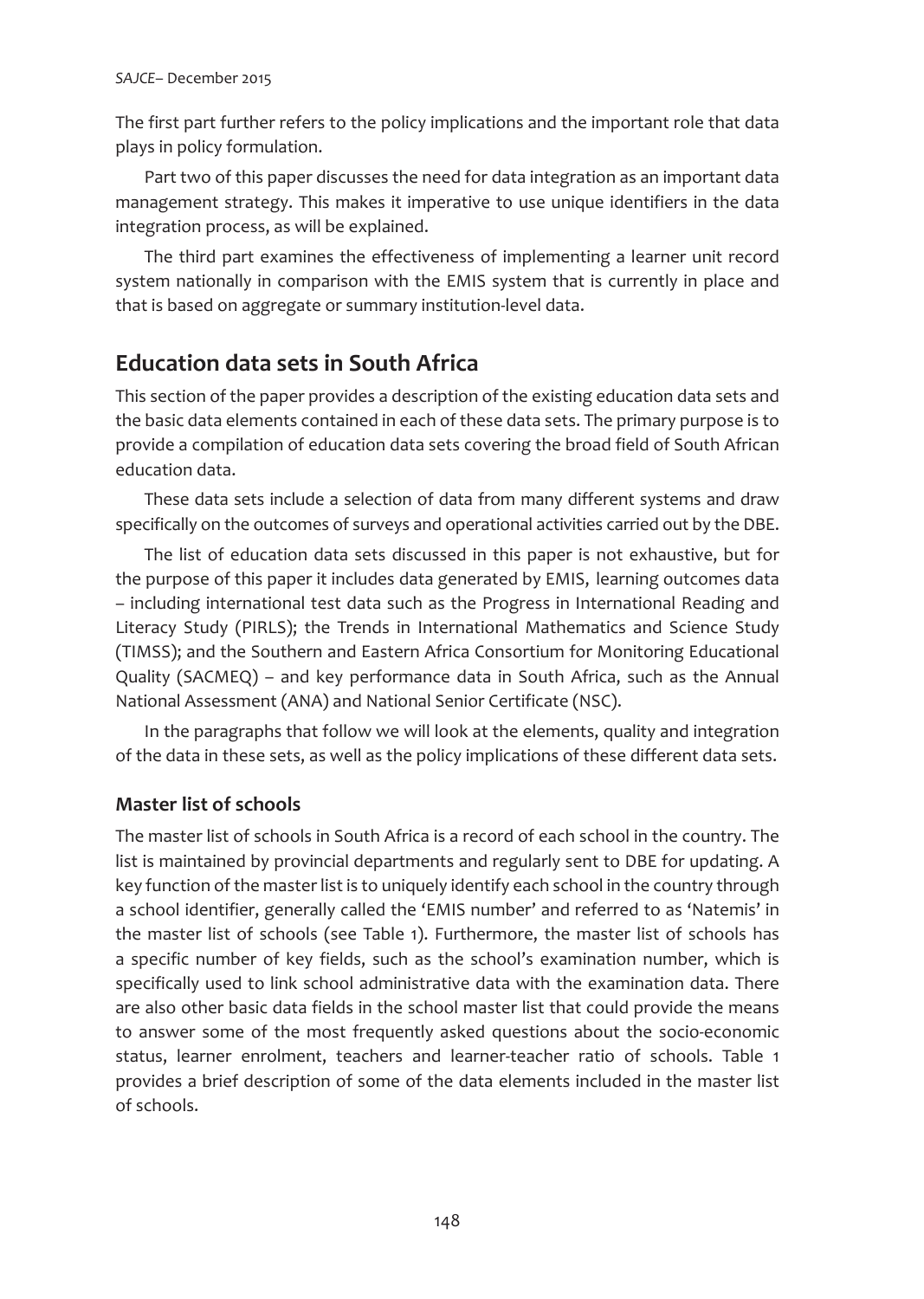The first part further refers to the policy implications and the important role that data plays in policy formulation.

Part two of this paper discusses the need for data integration as an important data management strategy. This makes it imperative to use unique identifiers in the data integration process, as will be explained.

The third part examines the effectiveness of implementing a learner unit record system nationally in comparison with the EMIS system that is currently in place and that is based on aggregate or summary institution-level data.

## Education data sets in South Africa

This section of the paper provides a description of the existing education data sets and the basic data elements contained in each of these data sets. The primary purpose is to provide a compilation of education data sets covering the broad field of South African education data.

These data sets include a selection of data from many different systems and draw specifically on the outcomes of surveys and operational activities carried out by the DBE.

The list of education data sets discussed in this paper is not exhaustive, but for the purpose of this paper it includes data generated by EMIS, learning outcomes data – including international test data such as the Progress in International Reading and Literacy Study (PIRLS); the Trends in International Mathematics and Science Study (TIMSS); and the Southern and Eastern Africa Consortium for Monitoring Educational Quality (SACMEQ) – and key performance data in South Africa, such as the Annual National Assessment (ANA) and National Senior Certificate (NSC).

In the paragraphs that follow we will look at the elements, quality and integration of the data in these sets, as well as the policy implications of these different data sets.

### Master list of schools

The master list of schools in South Africa is a record of each school in the country. The list is maintained by provincial departments and regularly sent to DBE for updating. A key function of the master list is to uniquely identify each school in the country through a school identifier, generally called the 'EMIS number' and referred to as 'Natemis' in the master list of schools (see Table 1). Furthermore, the master list of schools has a specific number of key fields, such as the school's examination number, which is specifically used to link school administrative data with the examination data. There are also other basic data fields in the school master list that could provide the means to answer some of the most frequently asked questions about the socio-economic status, learner enrolment, teachers and learner-teacher ratio of schools. Table 1 provides a brief description of some of the data elements included in the master list of schools.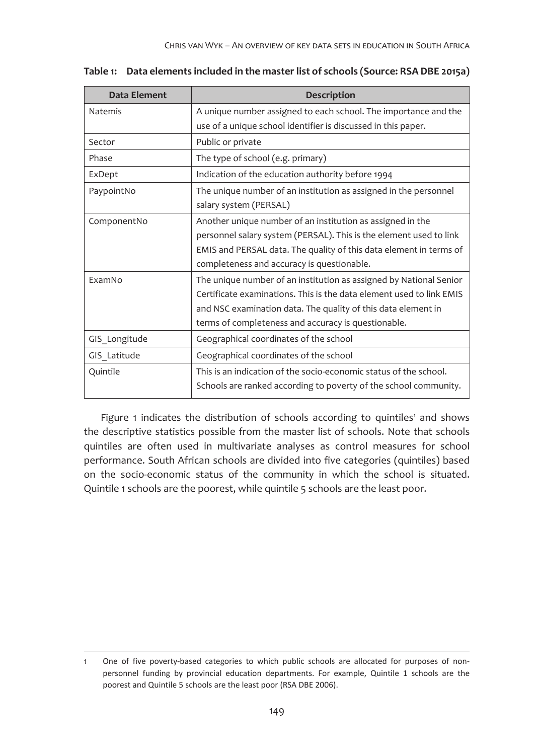**Table 1: Data elements included in the master list of schools (Source: RSA DBE 2015a)**

| Data Element | Description |
|---|---|
| Natemis | A unique number assigned to each school. The importance and the use of a unique school identifier is discussed in this paper. |
| Sector | Public or private |
| Phase | The type of school (e.g. primary) |
| ExDept | Indication of the education authority before 1994 |
| PaypointNo | The unique number of an institution as assigned in the personnel salary system (PERSAL) |
| ComponentNo | Another unique number of an institution as assigned in the personnel salary system (PERSAL). This is the element used to link EMIS and PERSAL data. The quality of this data element in terms of completeness and accuracy is questionable. |
| ExamNo | The unique number of an institution as assigned by National Senior Certificate examinations. This is the data element used to link EMIS and NSC examination data. The quality of this data element in terms of completeness and accuracy is questionable. |
| GIS_Longitude | Geographical coordinates of the school |
| GIS_Latitude | Geographical coordinates of the school |
| Quintile | This is an indication of the socio-economic status of the school. Schools are ranked according to poverty of the school community. |

Figure 1 indicates the distribution of schools according to quintiles[1] and shows the descriptive statistics possible from the master list of schools. Note that schools quintiles are often used in multivariate analyses as control measures for school performance. South African schools are divided into five categories (quintiles) based on the socio-economic status of the community in which the school is situated. Quintile 1 schools are the poorest, while quintile 5 schools are the least poor.

---

1 One of five poverty-based categories to which public schools are allocated for purposes of non-personnel funding by provincial education departments. For example, Quintile 1 schools are the poorest and Quintile 5 schools are the least poor (RSA DBE 2006).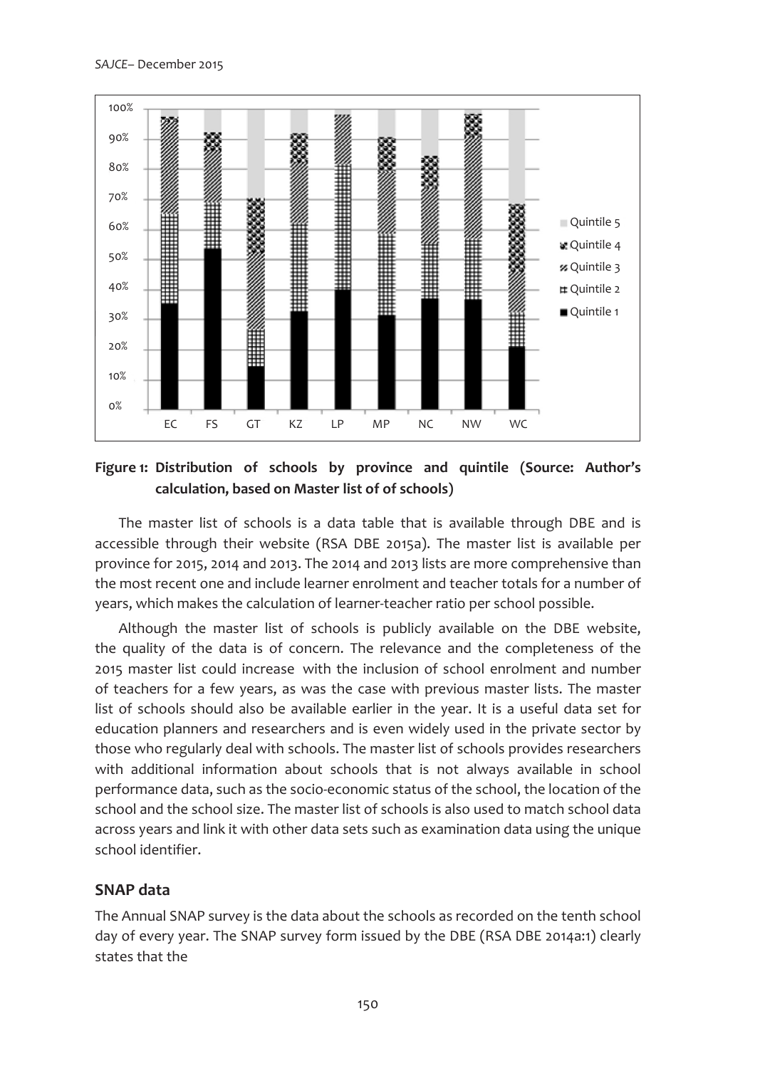**Figure 1: Distribution of schools by province and quintile (Source: Author's calculation, based on Master list of of schools)**

The master list of schools is a data table that is available through DBE and is accessible through their website (RSA DBE 2015a). The master list is available per province for 2015, 2014 and 2013. The 2014 and 2013 lists are more comprehensive than the most recent one and include learner enrolment and teacher totals for a number of years, which makes the calculation of learner-teacher ratio per school possible.

Although the master list of schools is publicly available on the DBE website, the quality of the data is of concern. The relevance and the completeness of the 2015 master list could increase with the inclusion of school enrolment and number of teachers for a few years, as was the case with previous master lists. The master list of schools should also be available earlier in the year. It is a useful data set for education planners and researchers and is even widely used in the private sector by those who regularly deal with schools. The master list of schools provides researchers with additional information about schools that is not always available in school performance data, such as the socio-economic status of the school, the location of the school and the school size. The master list of schools is also used to match school data across years and link it with other data sets such as examination data using the unique school identifier.

## SNAP data

The Annual SNAP survey is the data about the schools as recorded on the tenth school day of every year. The SNAP survey form issued by the DBE (RSA DBE 2014a:1) clearly states that the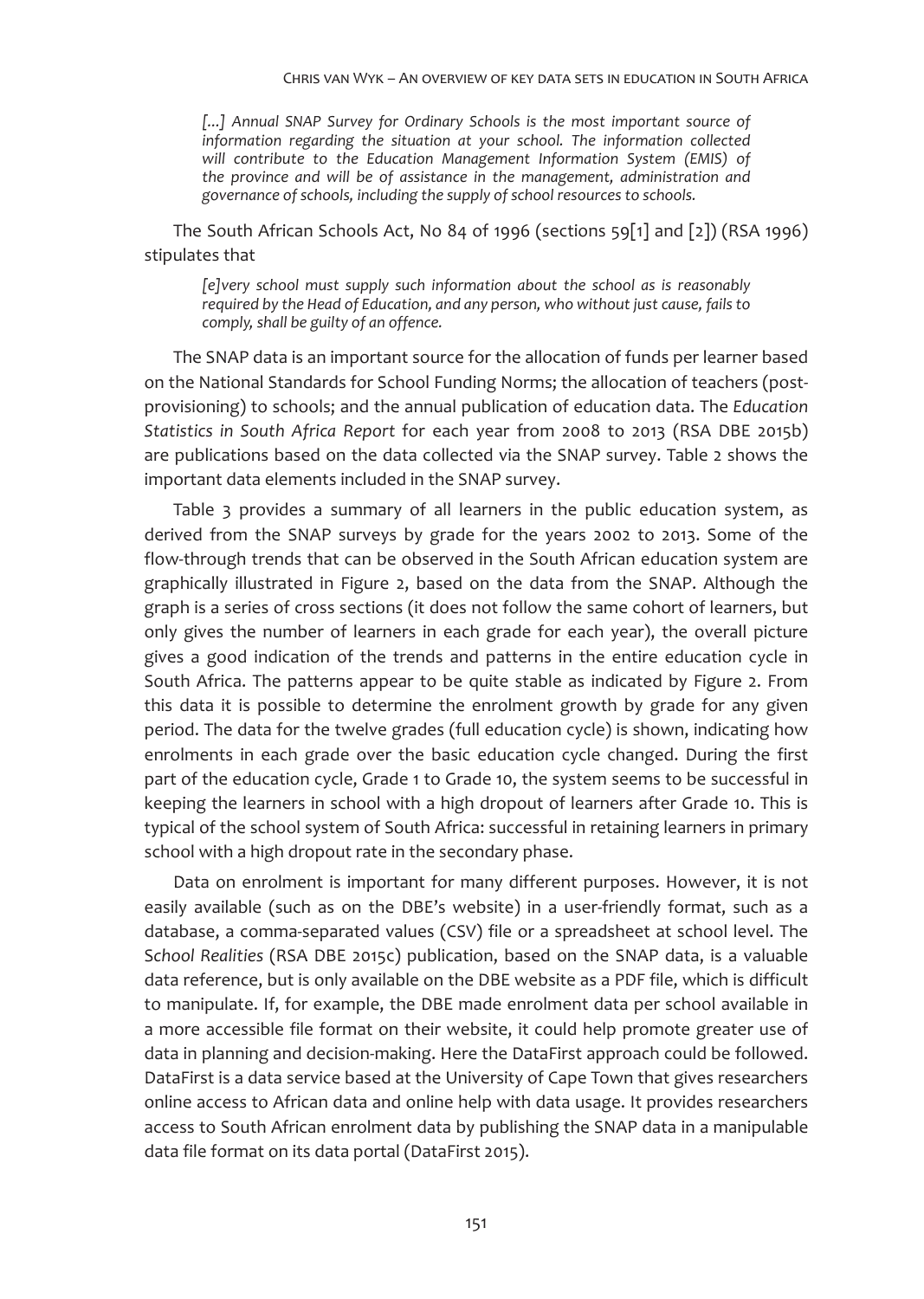*[...] Annual SNAP Survey for Ordinary Schools is the most important source of information regarding the situation at your school. The information collected will contribute to the Education Management Information System (EMIS) of the province and will be of assistance in the management, administration and governance of schools, including the supply of school resources to schools.*

The South African Schools Act, No 84 of 1996 (sections 59[1] and [2]) (RSA 1996) stipulates that

*[e]very school must supply such information about the school as is reasonably required by the Head of Education, and any person, who without just cause, fails to comply, shall be guilty of an offence.*

The SNAP data is an important source for the allocation of funds per learner based on the National Standards for School Funding Norms; the allocation of teachers (post-provisioning) to schools; and the annual publication of education data. The *Education Statistics in South Africa Report* for each year from 2008 to 2013 (RSA DBE 2015b) are publications based on the data collected via the SNAP survey. Table 2 shows the important data elements included in the SNAP survey.

Table 3 provides a summary of all learners in the public education system, as derived from the SNAP surveys by grade for the years 2002 to 2013. Some of the flow-through trends that can be observed in the South African education system are graphically illustrated in Figure 2, based on the data from the SNAP. Although the graph is a series of cross sections (it does not follow the same cohort of learners, but only gives the number of learners in each grade for each year), the overall picture gives a good indication of the trends and patterns in the entire education cycle in South Africa. The patterns appear to be quite stable as indicated by Figure 2. From this data it is possible to determine the enrolment growth by grade for any given period. The data for the twelve grades (full education cycle) is shown, indicating how enrolments in each grade over the basic education cycle changed. During the first part of the education cycle, Grade 1 to Grade 10, the system seems to be successful in keeping the learners in school with a high dropout of learners after Grade 10. This is typical of the school system of South Africa: successful in retaining learners in primary school with a high dropout rate in the secondary phase.

Data on enrolment is important for many different purposes. However, it is not easily available (such as on the DBE's website) in a user-friendly format, such as a database, a comma-separated values (CSV) file or a spreadsheet at school level. The S*chool Realities* (RSA DBE 2015c) publication, based on the SNAP data, is a valuable data reference, but is only available on the DBE website as a PDF file, which is difficult to manipulate. If, for example, the DBE made enrolment data per school available in a more accessible file format on their website, it could help promote greater use of data in planning and decision-making. Here the DataFirst approach could be followed. DataFirst is a data service based at the University of Cape Town that gives researchers online access to African data and online help with data usage. It provides researchers access to South African enrolment data by publishing the SNAP data in a manipulable data file format on its data portal (DataFirst 2015).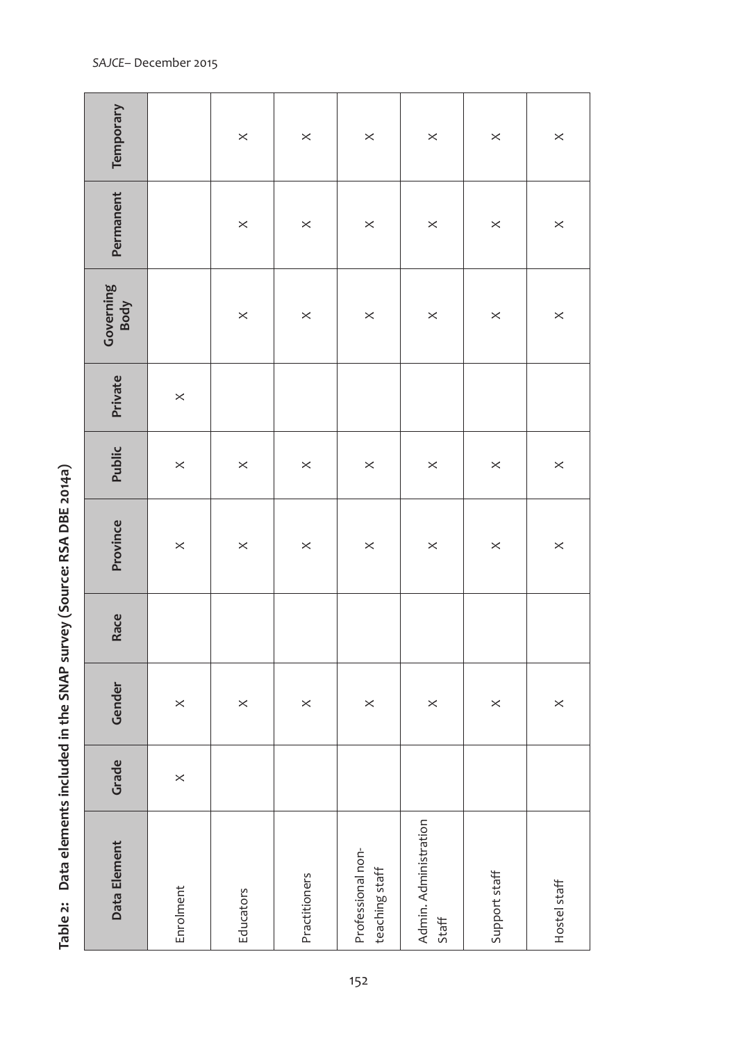**Table 2: Data elements included in the SNAP survey (Source: RSA DBE 2014a)**

| Data Element | Grade | Gender | Race | Province | Public | Private | Governing Body | Permanent | Temporary |
|---|---|---|---|---|---|---|---|---|---|
| Enrolment | × | × | | × | × | × | | | |
| Educators | | × | | × | × | | × | × | × |
| Practitioners | | × | | × | × | | × | × | × |
| Professional non-teaching staff | | × | | × | × | | × | × | × |
| Admin. Administration Staff | | × | | × | × | | × | × | × |
| Support staff | | × | | × | × | | × | × | × |
| Hostel staff | | × | | × | × | | × | × | × |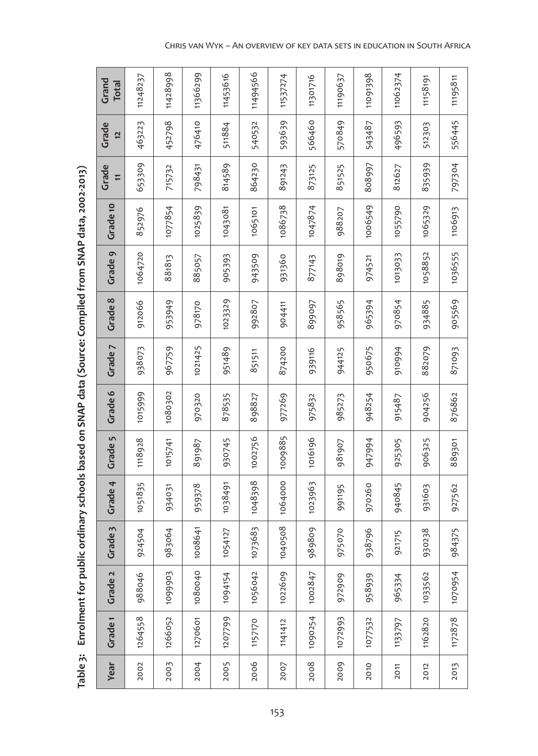**Table 3: Enrolment for public ordinary schools based on SNAP data (Source: Compiled from SNAP data, 2002-2013)**

| Year | Grade 1 | Grade 2 | Grade 3 | Grade 4 | Grade 5 | Grade 6 | Grade 7 | Grade 8 | Grade 9 | Grade 10 | Grade 11 | Grade 12 | Grand Total |
|---|---|---|---|---|---|---|---|---|---|---|---|---|---|
| 2002 | 1264558 | 988046 | 924504 | 1051835 | 1118928 | 1015999 | 938073 | 912066 | 1064720 | 852976 | 653309 | 463223 | 11248237 |
| 2003 | 1266052 | 1099903 | 983064 | 934031 | 1015741 | 1080302 | 967759 | 953949 | 881813 | 1077854 | 715732 | 452798 | 11428998 |
| 2004 | 1270601 | 1080040 | 1008641 | 959378 | 891987 | 970320 | 1021425 | 978170 | 885057 | 1025839 | 798431 | 476410 | 11366299 |
| 2005 | 1207799 | 1094154 | 1054127 | 1038491 | 930745 | 878535 | 951489 | 1023329 | 905393 | 1043081 | 814589 | 511884 | 11453616 |
| 2006 | 1157170 | 1056042 | 1073683 | 1048398 | 1002756 | 898827 | 851511 | 992807 | 943509 | 1065101 | 864230 | 540532 | 11494566 |
| 2007 | 1141412 | 1022609 | 1040508 | 1064000 | 1009885 | 977269 | 874200 | 904411 | 931360 | 1086738 | 891243 | 593639 | 11537274 |
| 2008 | 1090254 | 1002847 | 989809 | 1023963 | 1016196 | 975832 | 939116 | 899097 | 877143 | 1047874 | 873125 | 566460 | 11301716 |
| 2009 | 1072993 | 972909 | 975070 | 991195 | 981907 | 985273 | 944125 | 958565 | 898019 | 988207 | 851525 | 570849 | 11190637 |
| 2010 | 1077532 | 958939 | 938796 | 970260 | 947994 | 948254 | 950675 | 965394 | 974521 | 1006549 | 808997 | 543487 | 11091398 |
| 2011 | 1133797 | 965334 | 921715 | 940845 | 925305 | 915487 | 910994 | 970854 | 1013033 | 1055790 | 812627 | 496593 | 11062374 |
| 2012 | 1162820 | 1033562 | 930238 | 931603 | 906325 | 904256 | 882079 | 934885 | 1058852 | 1065329 | 835939 | 512303 | 11158191 |
| 2013 | 1172878 | 1070954 | 984375 | 927562 | 889301 | 876862 | 871093 | 905569 | 1036555 | 1106913 | 797304 | 556445 | 11195811 |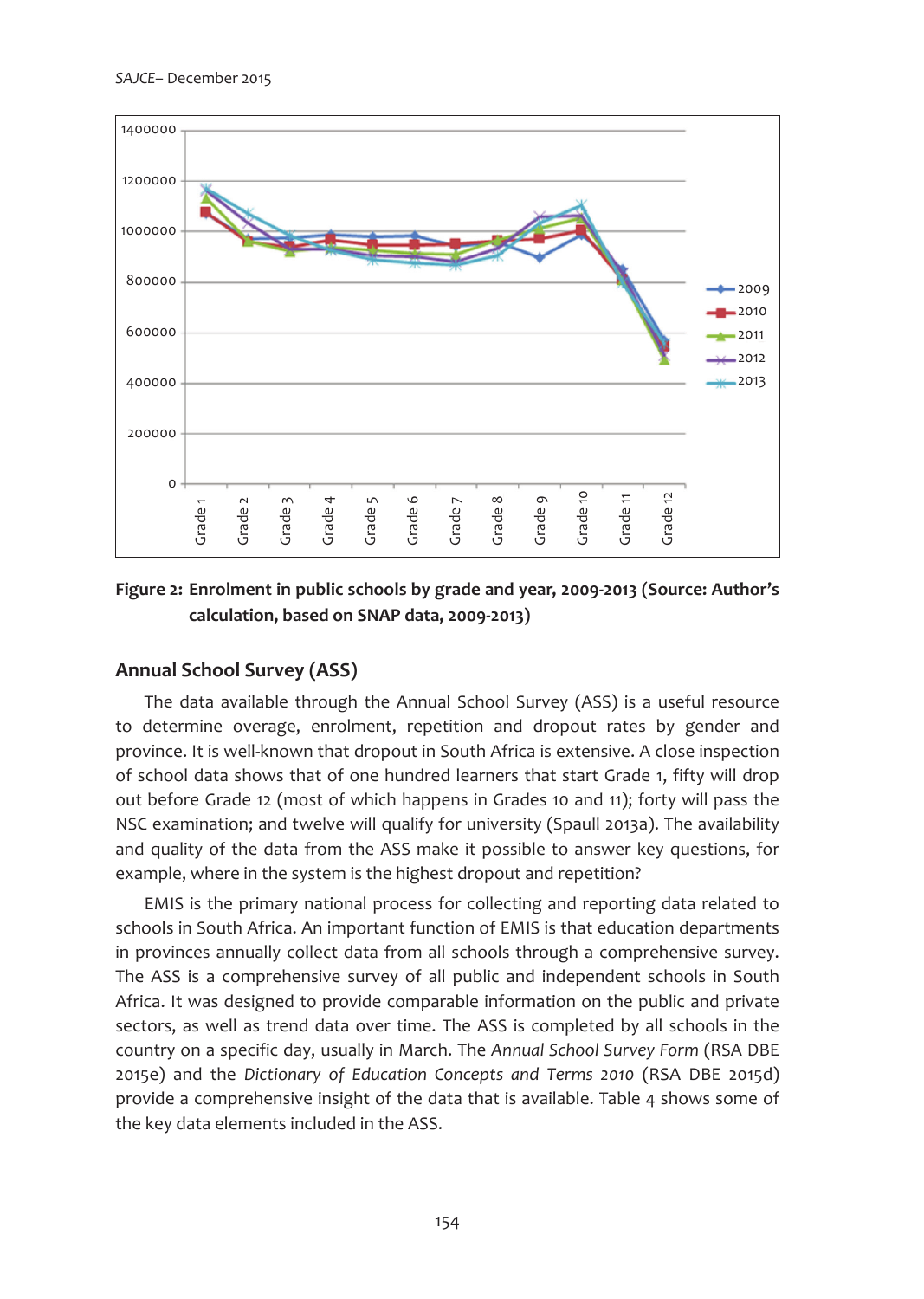Figure 2: Enrolment in public schools by grade and year, 2009-2013 (Source: Author's calculation, based on SNAP data, 2009-2013)

## Annual School Survey (ASS)

The data available through the Annual School Survey (ASS) is a useful resource to determine overage, enrolment, repetition and dropout rates by gender and province. It is well-known that dropout in South Africa is extensive. A close inspection of school data shows that of one hundred learners that start Grade 1, fifty will drop out before Grade 12 (most of which happens in Grades 10 and 11); forty will pass the NSC examination; and twelve will qualify for university (Spaull 2013a). The availability and quality of the data from the ASS make it possible to answer key questions, for example, where in the system is the highest dropout and repetition?

EMIS is the primary national process for collecting and reporting data related to schools in South Africa. An important function of EMIS is that education departments in provinces annually collect data from all schools through a comprehensive survey. The ASS is a comprehensive survey of all public and independent schools in South Africa. It was designed to provide comparable information on the public and private sectors, as well as trend data over time. The ASS is completed by all schools in the country on a specific day, usually in March. The *Annual School Survey Form* (RSA DBE 2015e) and the *Dictionary of Education Concepts and Terms 2010* (RSA DBE 2015d) provide a comprehensive insight of the data that is available. Table 4 shows some of the key data elements included in the ASS.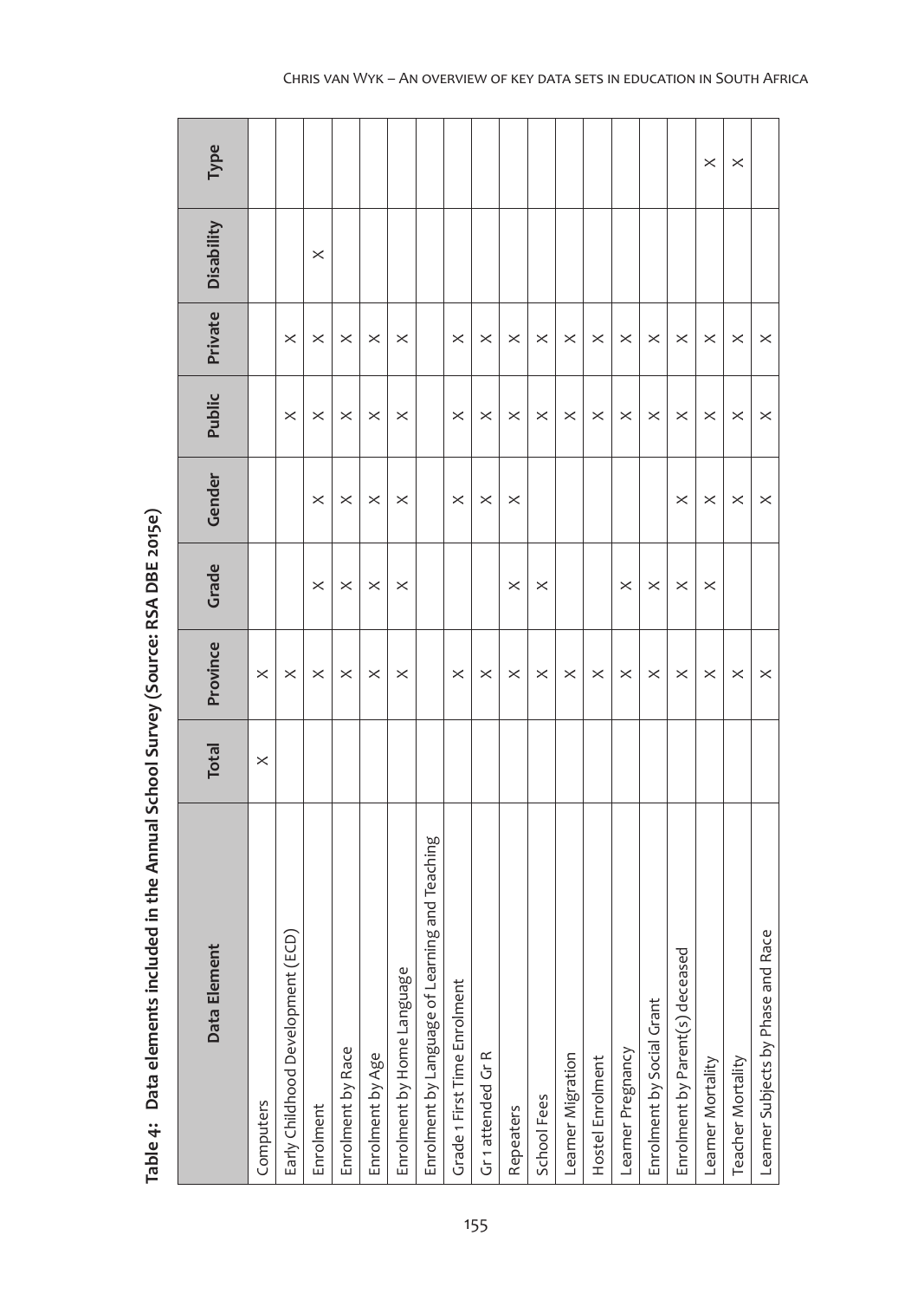**Table 4: Data elements included in the Annual School Survey (Source: RSA DBE 2015e)**

| Data Element | Total | Province | Grade | Gender | Public | Private | Disability | Type |
|---|---|---|---|---|---|---|---|---|
| Computers | × | × | | | | | | |
| Early Childhood Development (ECD) | | × | | | × | × | | |
| Enrolment | | × | × | × | × | × | × | |
| Enrolment by Race | | × | × | × | × | × | | |
| Enrolment by Age | | × | × | × | × | × | | |
| Enrolment by Home Language | | × | × | × | × | × | | |
| Enrolment by Language of Learning and Teaching | | | | | | | | |
| Grade 1 First Time Enrolment | | × | | × | × | × | | |
| Gr 1 attended Gr R | | × | | × | × | × | | |
| Repeaters | | × | × | × | × | × | | |
| School Fees | | × | × | | × | × | | |
| Learner Migration | | × | | | × | × | | |
| Hostel Enrolment | | × | | | × | × | | |
| Learner Pregnancy | | × | × | | × | × | | |
| Enrolment by Social Grant | | × | × | | × | × | | |
| Enrolment by Parent(s) deceased | | × | × | × | × | × | | |
| Learner Mortality | | × | × | × | × | × | | × |
| Teacher Mortality | | × | | × | × | × | | × |
| Learner Subjects by Phase and Race | | × | | × | × | × | | |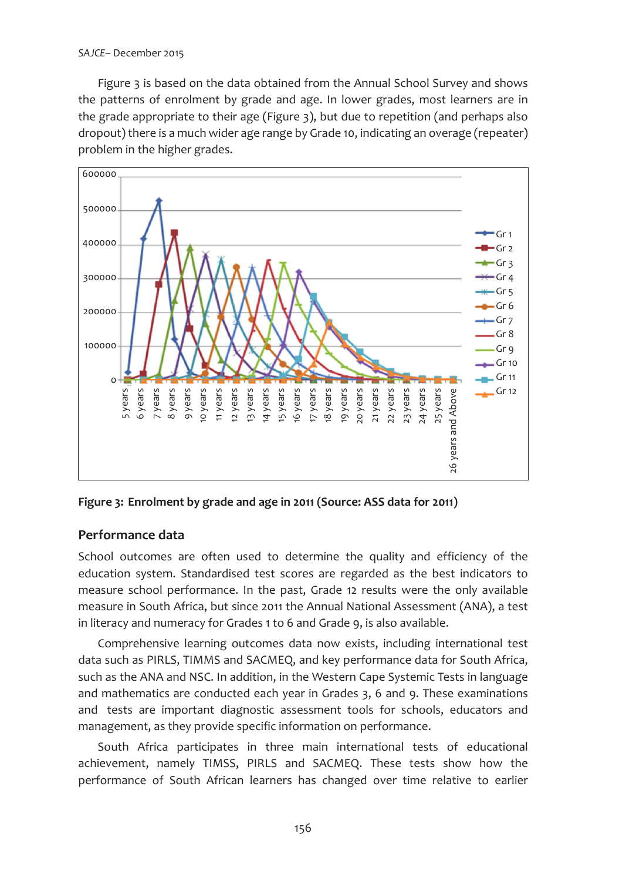Figure 3 is based on the data obtained from the Annual School Survey and shows the patterns of enrolment by grade and age. In lower grades, most learners are in the grade appropriate to their age (Figure 3), but due to repetition (and perhaps also dropout) there is a much wider age range by Grade 10, indicating an overage (repeater) problem in the higher grades.

**Figure 3: Enrolment by grade and age in 2011 (Source: ASS data for 2011)**

## Performance data

School outcomes are often used to determine the quality and efficiency of the education system. Standardised test scores are regarded as the best indicators to measure school performance. In the past, Grade 12 results were the only available measure in South Africa, but since 2011 the Annual National Assessment (ANA), a test in literacy and numeracy for Grades 1 to 6 and Grade 9, is also available.

Comprehensive learning outcomes data now exists, including international test data such as PIRLS, TIMMS and SACMEQ, and key performance data for South Africa, such as the ANA and NSC. In addition, in the Western Cape Systemic Tests in language and mathematics are conducted each year in Grades 3, 6 and 9. These examinations and tests are important diagnostic assessment tools for schools, educators and management, as they provide specific information on performance.

South Africa participates in three main international tests of educational achievement, namely TIMSS, PIRLS and SACMEQ. These tests show how the performance of South African learners has changed over time relative to earlier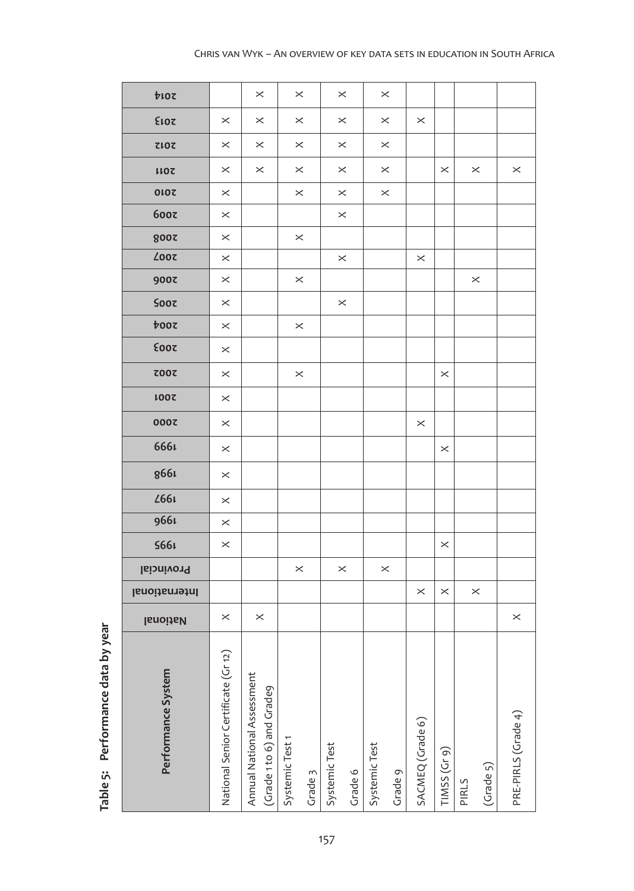**Table 5: Performance data by year**

| Performance System | National | International | Provincial | 1995 | 1996 | 1997 | 1998 | 1999 | 2000 | 2001 | 2002 | 2003 | 2004 | 2005 | 2006 | 2007 | 2008 | 2009 | 2010 | 2011 | 2012 | 2013 | 2014 |
|---|---|---|---|---|---|---|---|---|---|---|---|---|---|---|---|---|---|---|---|---|---|---|---|
| National Senior Certificate (Gr 12) | x | | | x | x | x | x | x | x | x | x | x | x | x | x | x | x | x | x | x | x | x | |
| Annual National Assessment (Grade 1 to 6) and Grade9 | x | | | | | | | | | | | | | | | | | | | x | x | x | x |
| Systemic Test 1 Grade 3 | | | x | | | | | | | | x | | x | | x | | x | | x | x | x | x | x |
| Systemic Test Grade 6 | | | x | | | | | | | | | | | x | | x | | x | x | x | x | x | x |
| Systemic Test Grade 9 | | | x | | | | | | | | | | | | | | | | x | x | x | x | x |
| SACMEQ (Grade 6) | | x | | | | | | | x | | | | | | | x | | | | | | x | |
| TIMSS (Gr 9) | | x | | x | | | | x | | | x | | | | | | | | | x | | | |
| PIRLS (Grade 5) | | x | | | | | | | | | | | | | x | | | | | x | | | |
| PRE-PIRLS (Grade 4) | x | | | | | | | | | | | | | | | | | | | x | | | |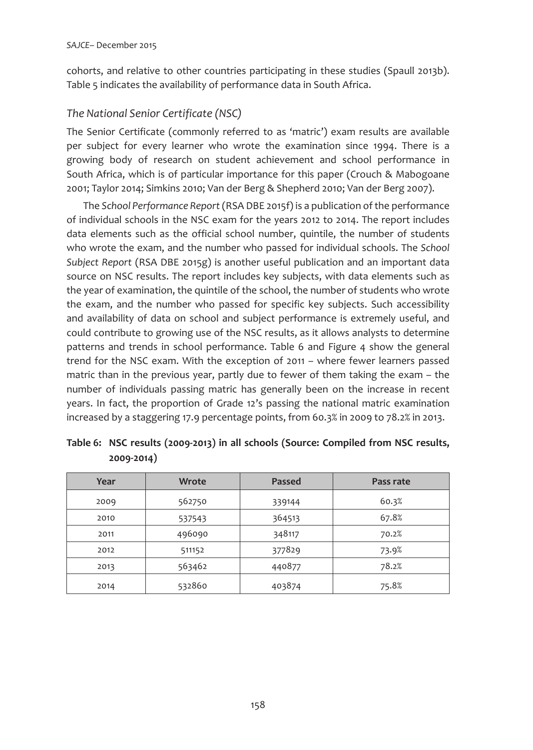cohorts, and relative to other countries participating in these studies (Spaull 2013b). Table 5 indicates the availability of performance data in South Africa.

### *The National Senior Certificate (NSC)*

The Senior Certificate (commonly referred to as 'matric') exam results are available per subject for every learner who wrote the examination since 1994. There is a growing body of research on student achievement and school performance in South Africa, which is of particular importance for this paper (Crouch & Mabogoane 2001; Taylor 2014; Simkins 2010; Van der Berg & Shepherd 2010; Van der Berg 2007).

The *School Performance Report* (RSA DBE 2015f) is a publication of the performance of individual schools in the NSC exam for the years 2012 to 2014. The report includes data elements such as the official school number, quintile, the number of students who wrote the exam, and the number who passed for individual schools. The *School Subject Report* (RSA DBE 2015g) is another useful publication and an important data source on NSC results. The report includes key subjects, with data elements such as the year of examination, the quintile of the school, the number of students who wrote the exam, and the number who passed for specific key subjects. Such accessibility and availability of data on school and subject performance is extremely useful, and could contribute to growing use of the NSC results, as it allows analysts to determine patterns and trends in school performance. Table 6 and Figure 4 show the general trend for the NSC exam. With the exception of 2011 – where fewer learners passed matric than in the previous year, partly due to fewer of them taking the exam – the number of individuals passing matric has generally been on the increase in recent years. In fact, the proportion of Grade 12's passing the national matric examination increased by a staggering 17.9 percentage points, from 60.3% in 2009 to 78.2% in 2013.

**Table 6: NSC results (2009-2013) in all schools (Source: Compiled from NSC results, 2009-2014)**

| Year | Wrote | Passed | Pass rate |
|---|---|---|---|
| 2009 | 562750 | 339144 | 60.3% |
| 2010 | 537543 | 364513 | 67.8% |
| 2011 | 496090 | 348117 | 70.2% |
| 2012 | 511152 | 377829 | 73.9% |
| 2013 | 563462 | 440877 | 78.2% |
| 2014 | 532860 | 403874 | 75.8% |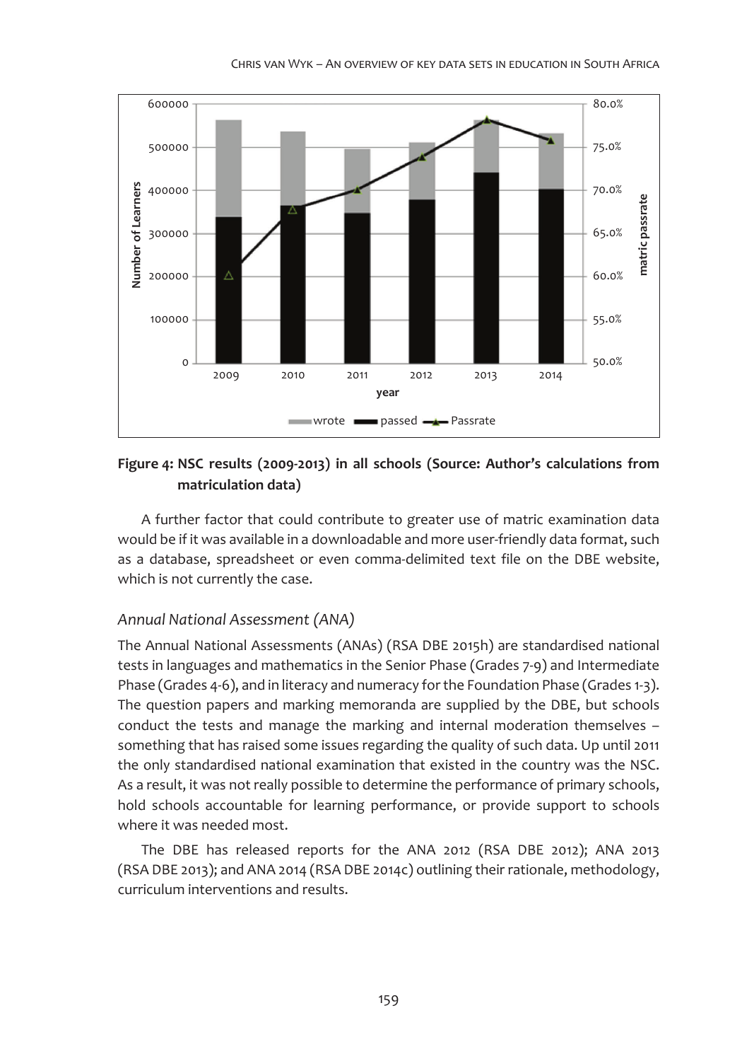**Figure 4: NSC results (2009-2013) in all schools (Source: Author's calculations from matriculation data)**

A further factor that could contribute to greater use of matric examination data would be if it was available in a downloadable and more user-friendly data format, such as a database, spreadsheet or even comma-delimited text file on the DBE website, which is not currently the case.

### *Annual National Assessment (ANA)*

The Annual National Assessments (ANAs) (RSA DBE 2015h) are standardised national tests in languages and mathematics in the Senior Phase (Grades 7-9) and Intermediate Phase (Grades 4-6), and in literacy and numeracy for the Foundation Phase (Grades 1-3). The question papers and marking memoranda are supplied by the DBE, but schools conduct the tests and manage the marking and internal moderation themselves – something that has raised some issues regarding the quality of such data. Up until 2011 the only standardised national examination that existed in the country was the NSC. As a result, it was not really possible to determine the performance of primary schools, hold schools accountable for learning performance, or provide support to schools where it was needed most.

The DBE has released reports for the ANA 2012 (RSA DBE 2012); ANA 2013 (RSA DBE 2013); and ANA 2014 (RSA DBE 2014c) outlining their rationale, methodology, curriculum interventions and results.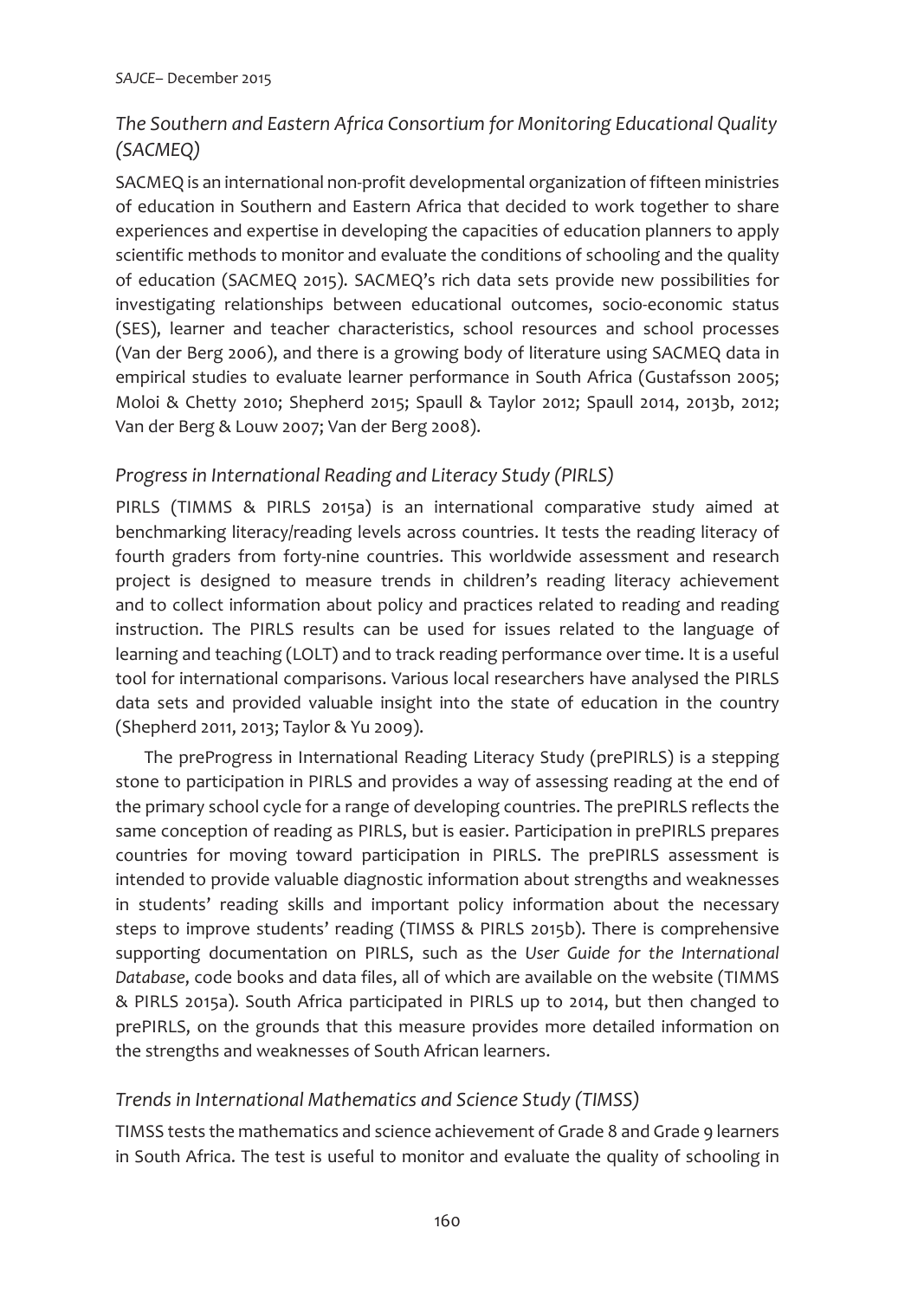### *The Southern and Eastern Africa Consortium for Monitoring Educational Quality (SACMEQ)*

SACMEQ is an international non-profit developmental organization of fifteen ministries of education in Southern and Eastern Africa that decided to work together to share experiences and expertise in developing the capacities of education planners to apply scientific methods to monitor and evaluate the conditions of schooling and the quality of education (SACMEQ 2015). SACMEQ's rich data sets provide new possibilities for investigating relationships between educational outcomes, socio-economic status (SES), learner and teacher characteristics, school resources and school processes (Van der Berg 2006), and there is a growing body of literature using SACMEQ data in empirical studies to evaluate learner performance in South Africa (Gustafsson 2005; Moloi & Chetty 2010; Shepherd 2015; Spaull & Taylor 2012; Spaull 2014, 2013b, 2012; Van der Berg & Louw 2007; Van der Berg 2008).

### *Progress in International Reading and Literacy Study (PIRLS)*

PIRLS (TIMMS & PIRLS 2015a) is an international comparative study aimed at benchmarking literacy/reading levels across countries. It tests the reading literacy of fourth graders from forty-nine countries. This worldwide assessment and research project is designed to measure trends in children's reading literacy achievement and to collect information about policy and practices related to reading and reading instruction. The PIRLS results can be used for issues related to the language of learning and teaching (LOLT) and to track reading performance over time. It is a useful tool for international comparisons. Various local researchers have analysed the PIRLS data sets and provided valuable insight into the state of education in the country (Shepherd 2011, 2013; Taylor & Yu 2009).

The preProgress in International Reading Literacy Study (prePIRLS) is a stepping stone to participation in PIRLS and provides a way of assessing reading at the end of the primary school cycle for a range of developing countries. The prePIRLS reflects the same conception of reading as PIRLS, but is easier. Participation in prePIRLS prepares countries for moving toward participation in PIRLS. The prePIRLS assessment is intended to provide valuable diagnostic information about strengths and weaknesses in students' reading skills and important policy information about the necessary steps to improve students' reading (TIMSS & PIRLS 2015b). There is comprehensive supporting documentation on PIRLS, such as the *User Guide for the International Database*, code books and data files, all of which are available on the website (TIMMS & PIRLS 2015a). South Africa participated in PIRLS up to 2014, but then changed to prePIRLS, on the grounds that this measure provides more detailed information on the strengths and weaknesses of South African learners.

### *Trends in International Mathematics and Science Study (TIMSS)*

TIMSS tests the mathematics and science achievement of Grade 8 and Grade 9 learners in South Africa. The test is useful to monitor and evaluate the quality of schooling in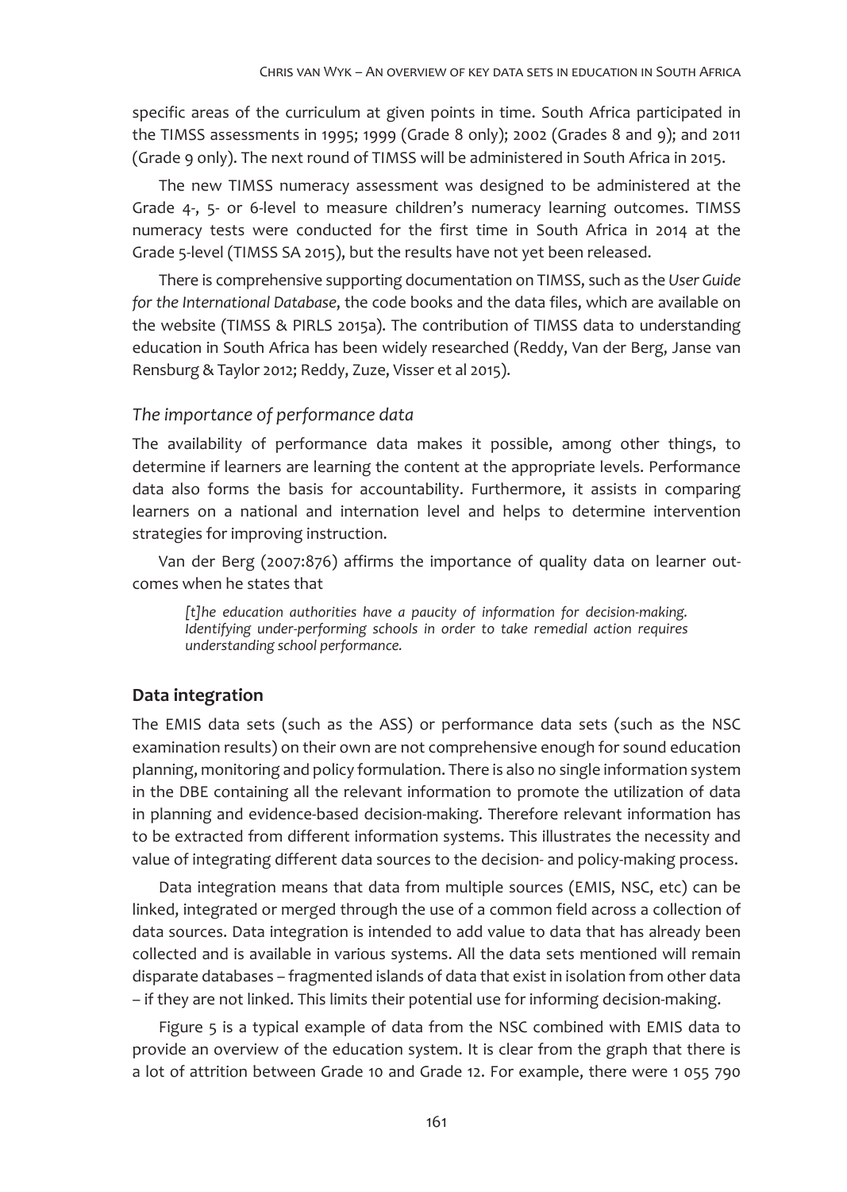specific areas of the curriculum at given points in time. South Africa participated in the TIMSS assessments in 1995; 1999 (Grade 8 only); 2002 (Grades 8 and 9); and 2011 (Grade 9 only). The next round of TIMSS will be administered in South Africa in 2015.

The new TIMSS numeracy assessment was designed to be administered at the Grade 4-, 5- or 6-level to measure children's numeracy learning outcomes. TIMSS numeracy tests were conducted for the first time in South Africa in 2014 at the Grade 5-level (TIMSS SA 2015), but the results have not yet been released.

There is comprehensive supporting documentation on TIMSS, such as the *User Guide for the International Database*, the code books and the data files, which are available on the website (TIMSS & PIRLS 2015a). The contribution of TIMSS data to understanding education in South Africa has been widely researched (Reddy, Van der Berg, Janse van Rensburg & Taylor 2012; Reddy, Zuze, Visser et al 2015).

### *The importance of performance data*

The availability of performance data makes it possible, among other things, to determine if learners are learning the content at the appropriate levels. Performance data also forms the basis for accountability. Furthermore, it assists in comparing learners on a national and internation level and helps to determine intervention strategies for improving instruction.

Van der Berg (2007:876) affirms the importance of quality data on learner outcomes when he states that

> *[t]he education authorities have a paucity of information for decision-making. Identifying under-performing schools in order to take remedial action requires understanding school performance.*

## **Data integration**

The EMIS data sets (such as the ASS) or performance data sets (such as the NSC examination results) on their own are not comprehensive enough for sound education planning, monitoring and policy formulation. There is also no single information system in the DBE containing all the relevant information to promote the utilization of data in planning and evidence-based decision-making. Therefore relevant information has to be extracted from different information systems. This illustrates the necessity and value of integrating different data sources to the decision- and policy-making process.

Data integration means that data from multiple sources (EMIS, NSC, etc) can be linked, integrated or merged through the use of a common field across a collection of data sources. Data integration is intended to add value to data that has already been collected and is available in various systems. All the data sets mentioned will remain disparate databases – fragmented islands of data that exist in isolation from other data – if they are not linked. This limits their potential use for informing decision-making.

Figure 5 is a typical example of data from the NSC combined with EMIS data to provide an overview of the education system. It is clear from the graph that there is a lot of attrition between Grade 10 and Grade 12. For example, there were 1 055 790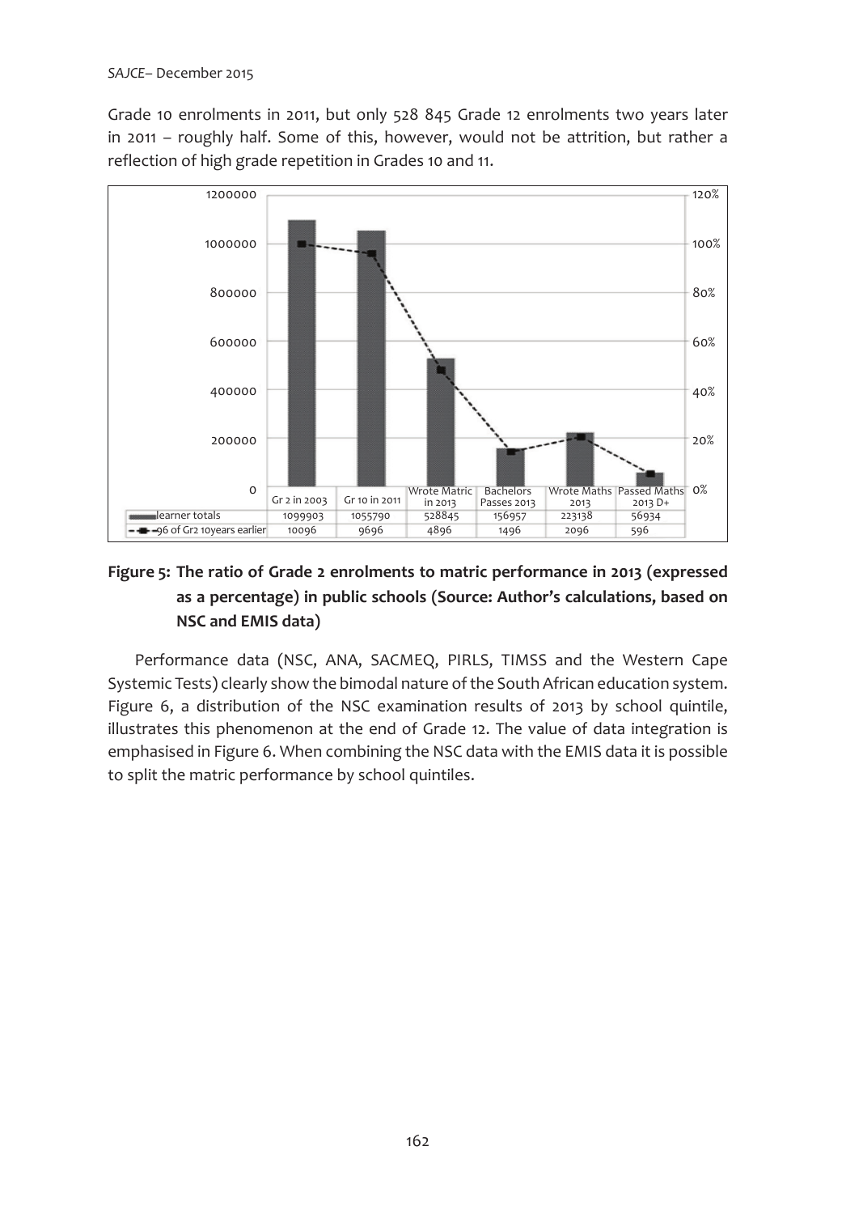Grade 10 enrolments in 2011, but only 528 845 Grade 12 enrolments two years later in 2011 – roughly half. Some of this, however, would not be attrition, but rather a reflection of high grade repetition in Grades 10 and 11.

| | Gr 2 in 2003 | Gr 10 in 2011 | Wrote Matric in 2013 | Bachelors Passes 2013 | Wrote Maths 2013 | Passed Maths 2013 D+ |
|---|---|---|---|---|---|---|
| learner totals | 1099903 | 1055790 | 528845 | 156957 | 223138 | 56934 |
| % of Gr2 10years earlier | 100% | 96% | 48% | 14% | 20% | 5% |

**Figure 5: The ratio of Grade 2 enrolments to matric performance in 2013 (expressed as a percentage) in public schools (Source: Author's calculations, based on NSC and EMIS data)**

Performance data (NSC, ANA, SACMEQ, PIRLS, TIMSS and the Western Cape Systemic Tests) clearly show the bimodal nature of the South African education system. Figure 6, a distribution of the NSC examination results of 2013 by school quintile, illustrates this phenomenon at the end of Grade 12. The value of data integration is emphasised in Figure 6. When combining the NSC data with the EMIS data it is possible to split the matric performance by school quintiles.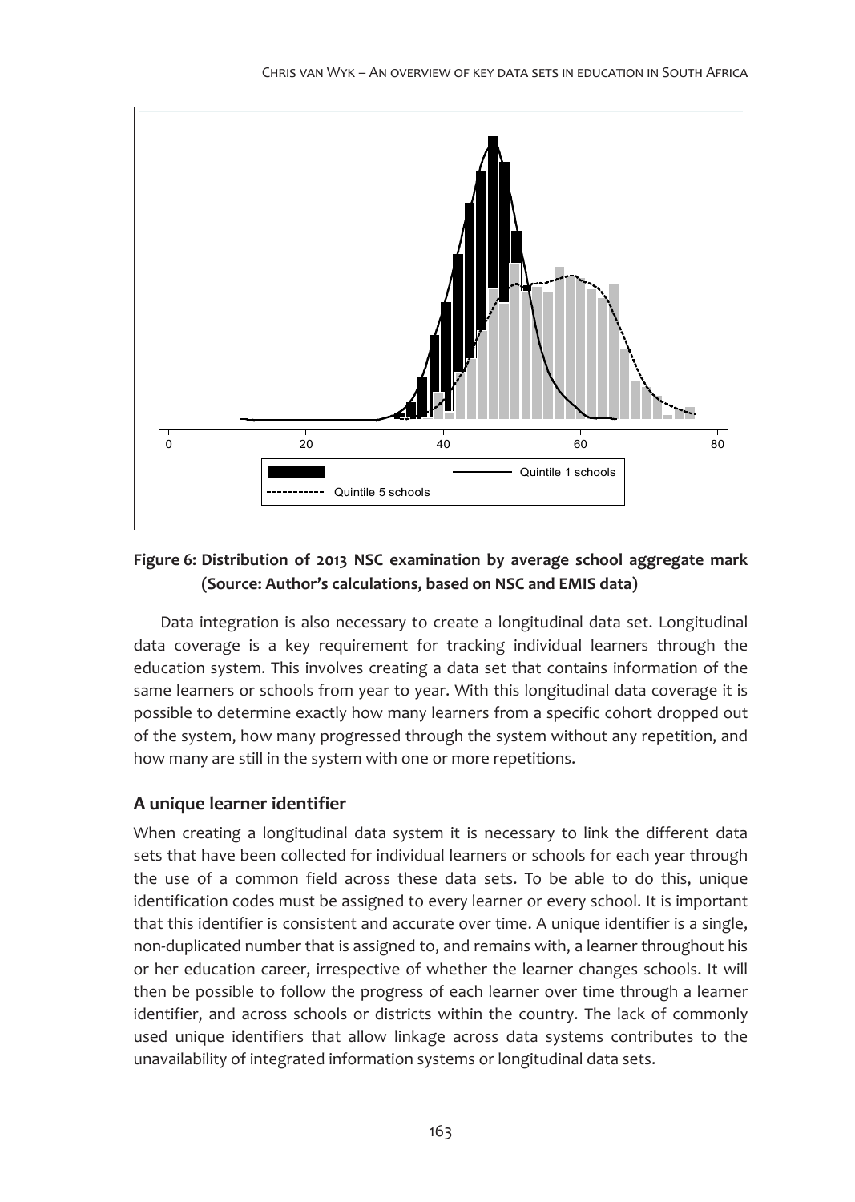**Figure 6: Distribution of 2013 NSC examination by average school aggregate mark (Source: Author's calculations, based on NSC and EMIS data)**

Data integration is also necessary to create a longitudinal data set. Longitudinal data coverage is a key requirement for tracking individual learners through the education system. This involves creating a data set that contains information of the same learners or schools from year to year. With this longitudinal data coverage it is possible to determine exactly how many learners from a specific cohort dropped out of the system, how many progressed through the system without any repetition, and how many are still in the system with one or more repetitions.

## A unique learner identifier

When creating a longitudinal data system it is necessary to link the different data sets that have been collected for individual learners or schools for each year through the use of a common field across these data sets. To be able to do this, unique identification codes must be assigned to every learner or every school. It is important that this identifier is consistent and accurate over time. A unique identifier is a single, non-duplicated number that is assigned to, and remains with, a learner throughout his or her education career, irrespective of whether the learner changes schools. It will then be possible to follow the progress of each learner over time through a learner identifier, and across schools or districts within the country. The lack of commonly used unique identifiers that allow linkage across data systems contributes to the unavailability of integrated information systems or longitudinal data sets.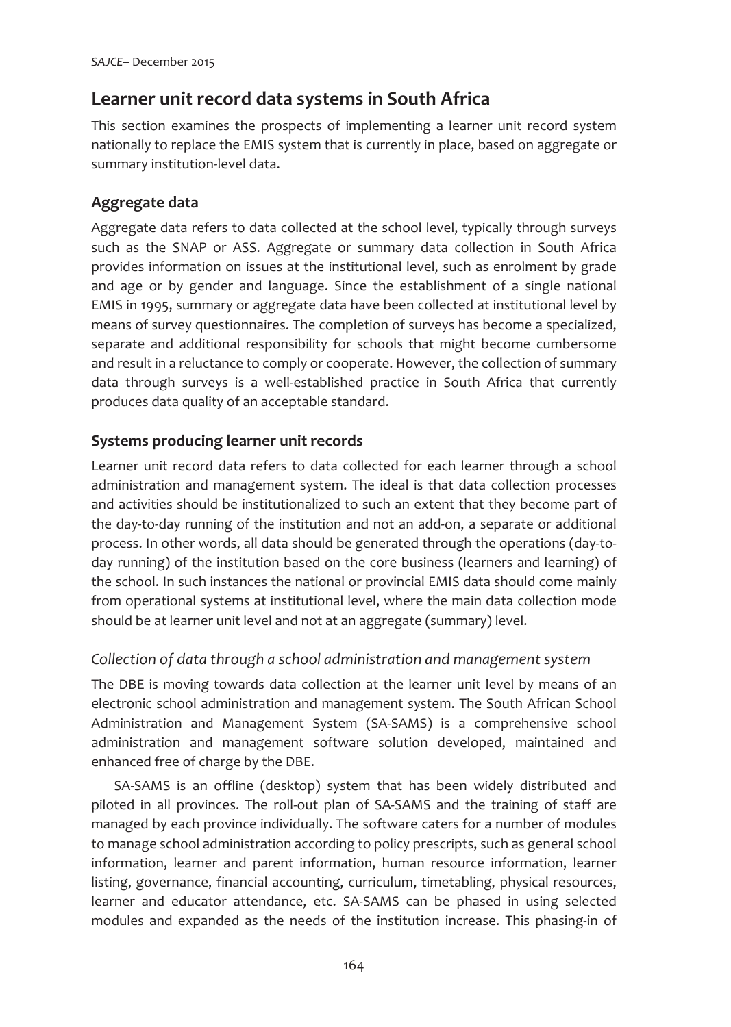## Learner unit record data systems in South Africa

This section examines the prospects of implementing a learner unit record system nationally to replace the EMIS system that is currently in place, based on aggregate or summary institution-level data.

### Aggregate data

Aggregate data refers to data collected at the school level, typically through surveys such as the SNAP or ASS. Aggregate or summary data collection in South Africa provides information on issues at the institutional level, such as enrolment by grade and age or by gender and language. Since the establishment of a single national EMIS in 1995, summary or aggregate data have been collected at institutional level by means of survey questionnaires. The completion of surveys has become a specialized, separate and additional responsibility for schools that might become cumbersome and result in a reluctance to comply or cooperate. However, the collection of summary data through surveys is a well-established practice in South Africa that currently produces data quality of an acceptable standard.

### Systems producing learner unit records

Learner unit record data refers to data collected for each learner through a school administration and management system. The ideal is that data collection processes and activities should be institutionalized to such an extent that they become part of the day-to-day running of the institution and not an add-on, a separate or additional process. In other words, all data should be generated through the operations (day-to-day running) of the institution based on the core business (learners and learning) of the school. In such instances the national or provincial EMIS data should come mainly from operational systems at institutional level, where the main data collection mode should be at learner unit level and not at an aggregate (summary) level.

#### *Collection of data through a school administration and management system*

The DBE is moving towards data collection at the learner unit level by means of an electronic school administration and management system. The South African School Administration and Management System (SA-SAMS) is a comprehensive school administration and management software solution developed, maintained and enhanced free of charge by the DBE.

SA-SAMS is an offline (desktop) system that has been widely distributed and piloted in all provinces. The roll-out plan of SA-SAMS and the training of staff are managed by each province individually. The software caters for a number of modules to manage school administration according to policy prescripts, such as general school information, learner and parent information, human resource information, learner listing, governance, financial accounting, curriculum, timetabling, physical resources, learner and educator attendance, etc. SA-SAMS can be phased in using selected modules and expanded as the needs of the institution increase. This phasing-in of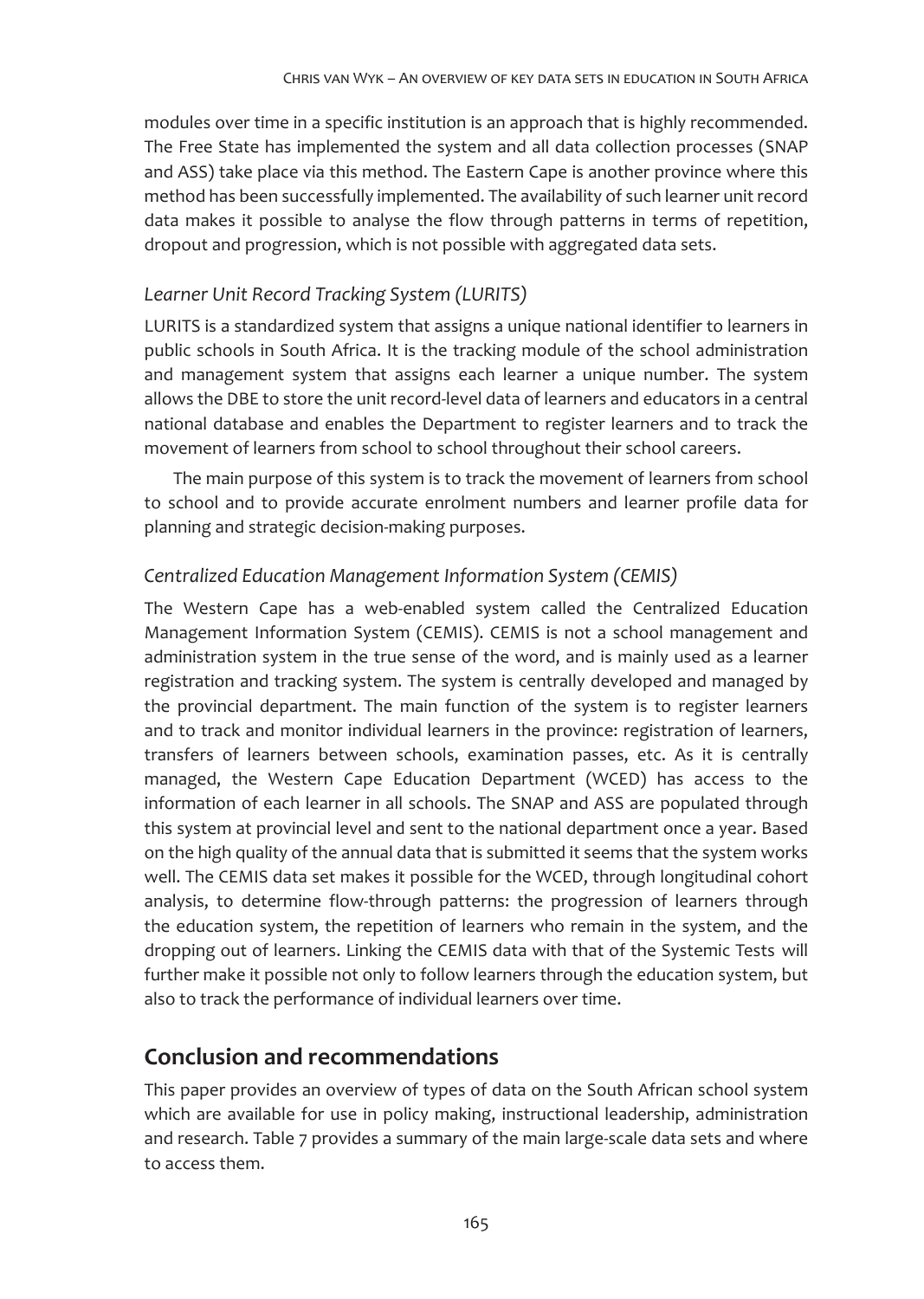modules over time in a specific institution is an approach that is highly recommended. The Free State has implemented the system and all data collection processes (SNAP and ASS) take place via this method. The Eastern Cape is another province where this method has been successfully implemented. The availability of such learner unit record data makes it possible to analyse the flow through patterns in terms of repetition, dropout and progression, which is not possible with aggregated data sets.

### *Learner Unit Record Tracking System (LURITS)*

LURITS is a standardized system that assigns a unique national identifier to learners in public schools in South Africa. It is the tracking module of the school administration and management system that assigns each learner a unique number. The system allows the DBE to store the unit record-level data of learners and educators in a central national database and enables the Department to register learners and to track the movement of learners from school to school throughout their school careers.

The main purpose of this system is to track the movement of learners from school to school and to provide accurate enrolment numbers and learner profile data for planning and strategic decision-making purposes.

### *Centralized Education Management Information System (CEMIS)*

The Western Cape has a web-enabled system called the Centralized Education Management Information System (CEMIS). CEMIS is not a school management and administration system in the true sense of the word, and is mainly used as a learner registration and tracking system. The system is centrally developed and managed by the provincial department. The main function of the system is to register learners and to track and monitor individual learners in the province: registration of learners, transfers of learners between schools, examination passes, etc. As it is centrally managed, the Western Cape Education Department (WCED) has access to the information of each learner in all schools. The SNAP and ASS are populated through this system at provincial level and sent to the national department once a year. Based on the high quality of the annual data that is submitted it seems that the system works well. The CEMIS data set makes it possible for the WCED, through longitudinal cohort analysis, to determine flow-through patterns: the progression of learners through the education system, the repetition of learners who remain in the system, and the dropping out of learners. Linking the CEMIS data with that of the Systemic Tests will further make it possible not only to follow learners through the education system, but also to track the performance of individual learners over time.

## Conclusion and recommendations

This paper provides an overview of types of data on the South African school system which are available for use in policy making, instructional leadership, administration and research. Table 7 provides a summary of the main large-scale data sets and where to access them.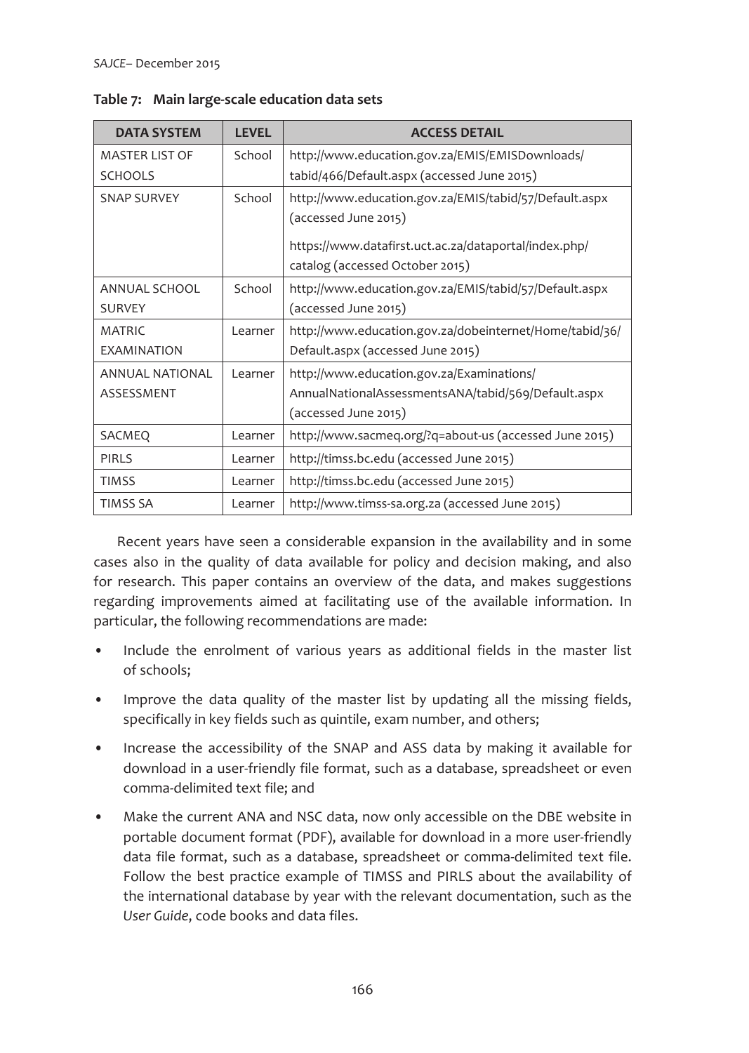**Table 7: Main large-scale education data sets**

| DATA SYSTEM | LEVEL | ACCESS DETAIL |
|---|---|---|
| MASTER LIST OF SCHOOLS | School | http://www.education.gov.za/EMIS/EMISDownloads/tabid/466/Default.aspx (accessed June 2015) |
| SNAP SURVEY | School | http://www.education.gov.za/EMIS/tabid/57/Default.aspx (accessed June 2015)<br><br>https://www.datafirst.uct.ac.za/dataportal/index.php/catalog (accessed October 2015) |
| ANNUAL SCHOOL SURVEY | School | http://www.education.gov.za/EMIS/tabid/57/Default.aspx (accessed June 2015) |
| MATRIC EXAMINATION | Learner | http://www.education.gov.za/dobeinternet/Home/tabid/36/Default.aspx (accessed June 2015) |
| ANNUAL NATIONAL ASSESSMENT | Learner | http://www.education.gov.za/Examinations/AnnualNationalAssessmentsANA/tabid/569/Default.aspx (accessed June 2015) |
| SACMEQ | Learner | http://www.sacmeq.org/?q=about-us (accessed June 2015) |
| PIRLS | Learner | http://timss.bc.edu (accessed June 2015) |
| TIMSS | Learner | http://timss.bc.edu (accessed June 2015) |
| TIMSS SA | Learner | http://www.timss-sa.org.za (accessed June 2015) |

Recent years have seen a considerable expansion in the availability and in some cases also in the quality of data available for policy and decision making, and also for research. This paper contains an overview of the data, and makes suggestions regarding improvements aimed at facilitating use of the available information. In particular, the following recommendations are made:

- Include the enrolment of various years as additional fields in the master list of schools;
- Improve the data quality of the master list by updating all the missing fields, specifically in key fields such as quintile, exam number, and others;
- Increase the accessibility of the SNAP and ASS data by making it available for download in a user-friendly file format, such as a database, spreadsheet or even comma-delimited text file; and
- Make the current ANA and NSC data, now only accessible on the DBE website in portable document format (PDF), available for download in a more user-friendly data file format, such as a database, spreadsheet or comma-delimited text file. Follow the best practice example of TIMSS and PIRLS about the availability of the international database by year with the relevant documentation, such as the *User Guide*, code books and data files.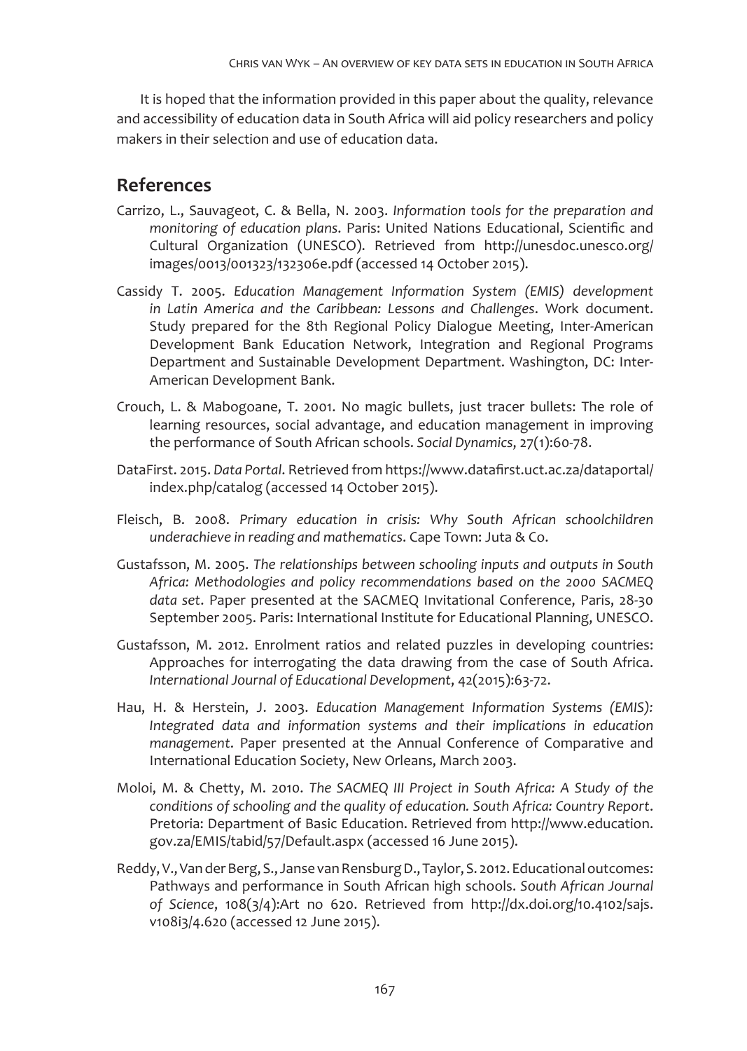It is hoped that the information provided in this paper about the quality, relevance and accessibility of education data in South Africa will aid policy researchers and policy makers in their selection and use of education data.

## References

Carrizo, L., Sauvageot, C. & Bella, N. 2003. *Information tools for the preparation and monitoring of education plans*. Paris: United Nations Educational, Scientific and Cultural Organization (UNESCO). Retrieved from http://unesdoc.unesco.org/images/0013/001323/132306e.pdf (accessed 14 October 2015).

Cassidy T. 2005. *Education Management Information System (EMIS) development in Latin America and the Caribbean: Lessons and Challenges*. Work document. Study prepared for the 8th Regional Policy Dialogue Meeting, Inter-American Development Bank Education Network, Integration and Regional Programs Department and Sustainable Development Department. Washington, DC: Inter-American Development Bank.

Crouch, L. & Mabogoane, T. 2001. No magic bullets, just tracer bullets: The role of learning resources, social advantage, and education management in improving the performance of South African schools. *Social Dynamics*, 27(1):60-78.

DataFirst. 2015. *Data Portal*. Retrieved from https://www.datafirst.uct.ac.za/dataportal/index.php/catalog (accessed 14 October 2015).

Fleisch, B. 2008. *Primary education in crisis: Why South African schoolchildren underachieve in reading and mathematics*. Cape Town: Juta & Co.

Gustafsson, M. 2005. *The relationships between schooling inputs and outputs in South Africa: Methodologies and policy recommendations based on the 2000 SACMEQ data set*. Paper presented at the SACMEQ Invitational Conference, Paris, 28-30 September 2005. Paris: International Institute for Educational Planning, UNESCO.

Gustafsson, M. 2012. Enrolment ratios and related puzzles in developing countries: Approaches for interrogating the data drawing from the case of South Africa. *International Journal of Educational Development*, 42(2015):63-72.

Hau, H. & Herstein, J. 2003. *Education Management Information Systems (EMIS): Integrated data and information systems and their implications in education management*. Paper presented at the Annual Conference of Comparative and International Education Society, New Orleans, March 2003.

Moloi, M. & Chetty, M. 2010. *The SACMEQ III Project in South Africa: A Study of the conditions of schooling and the quality of education. South Africa: Country Report*. Pretoria: Department of Basic Education. Retrieved from http://www.education.gov.za/EMIS/tabid/57/Default.aspx (accessed 16 June 2015).

Reddy, V., Van der Berg, S., Janse van Rensburg D., Taylor, S. 2012. Educational outcomes: Pathways and performance in South African high schools. *South African Journal of Science*, 108(3/4):Art no 620. Retrieved from http://dx.doi.org/10.4102/sajs.v108i3/4.620 (accessed 12 June 2015).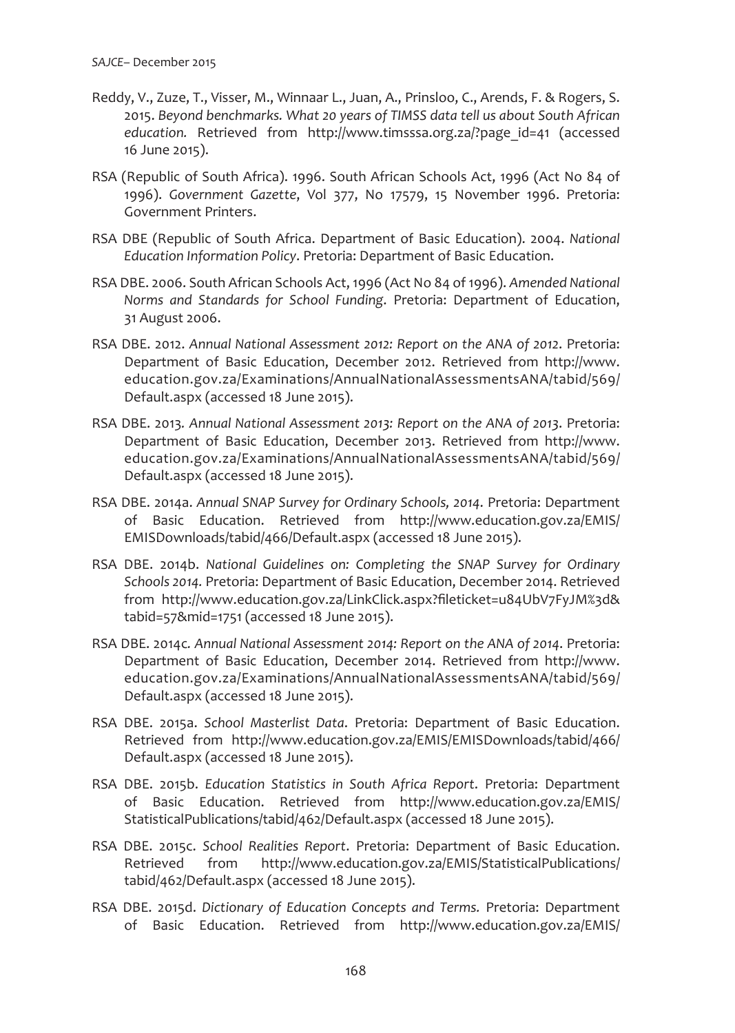Reddy, V., Zuze, T., Visser, M., Winnaar L., Juan, A., Prinsloo, C., Arends, F. & Rogers, S. 2015. *Beyond benchmarks. What 20 years of TIMSS data tell us about South African education.* Retrieved from http://www.timsssa.org.za/?page_id=41 (accessed 16 June 2015).

RSA (Republic of South Africa). 1996. South African Schools Act, 1996 (Act No 84 of 1996). *Government Gazette*, Vol 377, No 17579, 15 November 1996. Pretoria: Government Printers.

RSA DBE (Republic of South Africa. Department of Basic Education). 2004. *National Education Information Policy*. Pretoria: Department of Basic Education.

RSA DBE. 2006. South African Schools Act, 1996 (Act No 84 of 1996). *Amended National Norms and Standards for School Funding*. Pretoria: Department of Education, 31 August 2006.

RSA DBE. 2012. *Annual National Assessment 2012: Report on the ANA of 2012*. Pretoria: Department of Basic Education, December 2012. Retrieved from http://www.education.gov.za/Examinations/AnnualNationalAssessmentsANA/tabid/569/Default.aspx (accessed 18 June 2015).

RSA DBE. 2013. *Annual National Assessment 2013: Report on the ANA of 2013*. Pretoria: Department of Basic Education, December 2013. Retrieved from http://www.education.gov.za/Examinations/AnnualNationalAssessmentsANA/tabid/569/Default.aspx (accessed 18 June 2015).

RSA DBE. 2014a. *Annual SNAP Survey for Ordinary Schools, 2014*. Pretoria: Department of Basic Education. Retrieved from http://www.education.gov.za/EMIS/EMISDownloads/tabid/466/Default.aspx (accessed 18 June 2015).

RSA DBE. 2014b. *National Guidelines on: Completing the SNAP Survey for Ordinary Schools 2014.* Pretoria: Department of Basic Education, December 2014. Retrieved from http://www.education.gov.za/LinkClick.aspx?fileticket=u84UbV7FyJM%3d&tabid=57&mid=1751 (accessed 18 June 2015).

RSA DBE. 2014c. *Annual National Assessment 2014: Report on the ANA of 2014.* Pretoria: Department of Basic Education, December 2014. Retrieved from http://www.education.gov.za/Examinations/AnnualNationalAssessmentsANA/tabid/569/Default.aspx (accessed 18 June 2015).

RSA DBE. 2015a. *School Masterlist Data*. Pretoria: Department of Basic Education. Retrieved from http://www.education.gov.za/EMIS/EMISDownloads/tabid/466/Default.aspx (accessed 18 June 2015).

RSA DBE. 2015b. *Education Statistics in South Africa Report*. Pretoria: Department of Basic Education. Retrieved from http://www.education.gov.za/EMIS/StatisticalPublications/tabid/462/Default.aspx (accessed 18 June 2015).

RSA DBE. 2015c. *School Realities Report*. Pretoria: Department of Basic Education. Retrieved from http://www.education.gov.za/EMIS/StatisticalPublications/tabid/462/Default.aspx (accessed 18 June 2015).

RSA DBE. 2015d. *Dictionary of Education Concepts and Terms.* Pretoria: Department of Basic Education. Retrieved from http://www.education.gov.za/EMIS/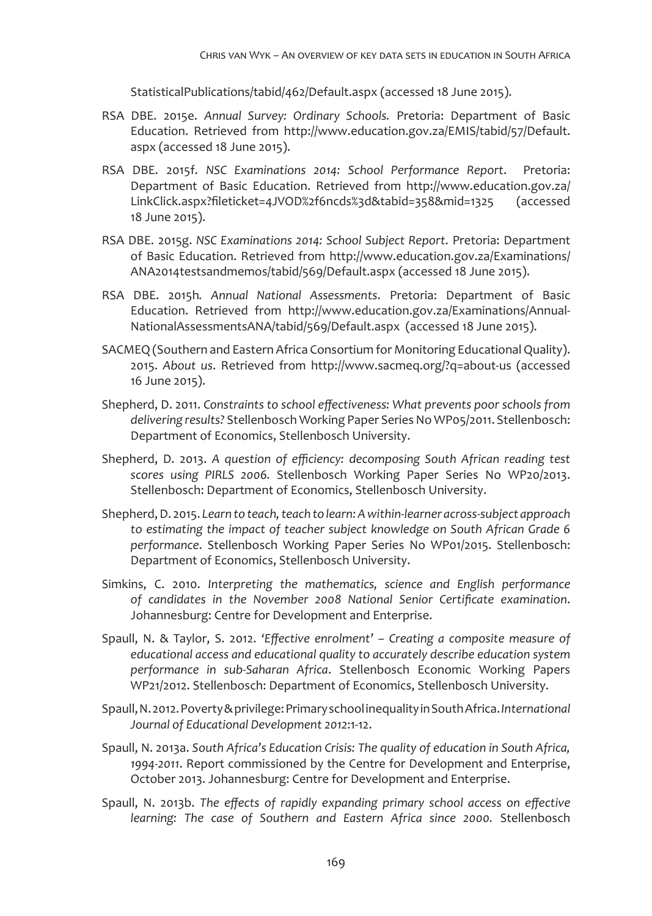StatisticalPublications/tabid/462/Default.aspx (accessed 18 June 2015).

RSA DBE. 2015e. *Annual Survey: Ordinary Schools.* Pretoria: Department of Basic Education. Retrieved from http://www.education.gov.za/EMIS/tabid/57/Default.aspx (accessed 18 June 2015).

RSA DBE. 2015f. *NSC Examinations 2014: School Performance Report*. Pretoria: Department of Basic Education. Retrieved from http://www.education.gov.za/LinkClick.aspx?fileticket=4JVOD%2f6ncds%3d&tabid=358&mid=1325 (accessed 18 June 2015).

RSA DBE. 2015g. *NSC Examinations 2014: School Subject Report*. Pretoria: Department of Basic Education. Retrieved from http://www.education.gov.za/Examinations/ANA2014testsandmemos/tabid/569/Default.aspx (accessed 18 June 2015).

RSA DBE. 2015h*. Annual National Assessments*. Pretoria: Department of Basic Education. Retrieved from http://www.education.gov.za/Examinations/AnnualNationalAssessmentsANA/tabid/569/Default.aspx (accessed 18 June 2015).

SACMEQ (Southern and Eastern Africa Consortium for Monitoring Educational Quality). 2015. *About us*. Retrieved from http://www.sacmeq.org/?q=about-us (accessed 16 June 2015).

Shepherd, D. 2011. *Constraints to school effectiveness: What prevents poor schools from delivering results?* Stellenbosch Working Paper Series No WP05/2011. Stellenbosch: Department of Economics, Stellenbosch University.

Shepherd, D. 2013. *A question of efficiency: decomposing South African reading test scores using PIRLS 2006.* Stellenbosch Working Paper Series No WP20/2013. Stellenbosch: Department of Economics, Stellenbosch University.

Shepherd, D. 2015. *Learn to teach, teach to learn: A within-learner across-subject approach to estimating the impact of teacher subject knowledge on South African Grade 6 performance*. Stellenbosch Working Paper Series No WP01/2015. Stellenbosch: Department of Economics, Stellenbosch University.

Simkins, C. 2010. *Interpreting the mathematics, science and English performance of candidates in the November 2008 National Senior Certificate examination*. Johannesburg: Centre for Development and Enterprise.

Spaull, N. & Taylor, S. 2012. *'Effective enrolment' – Creating a composite measure of educational access and educational quality to accurately describe education system performance in sub-Saharan Africa*. Stellenbosch Economic Working Papers WP21/2012. Stellenbosch: Department of Economics, Stellenbosch University.

Spaull, N. 2012. Poverty & privilege: Primary school inequality in South Africa. *International Journal of Educational Development 2012*:1-12.

Spaull, N. 2013a. *South Africa's Education Crisis: The quality of education in South Africa, 1994-2011.* Report commissioned by the Centre for Development and Enterprise, October 2013. Johannesburg: Centre for Development and Enterprise.

Spaull, N. 2013b. *The effects of rapidly expanding primary school access on effective learning: The case of Southern and Eastern Africa since 2000.* Stellenbosch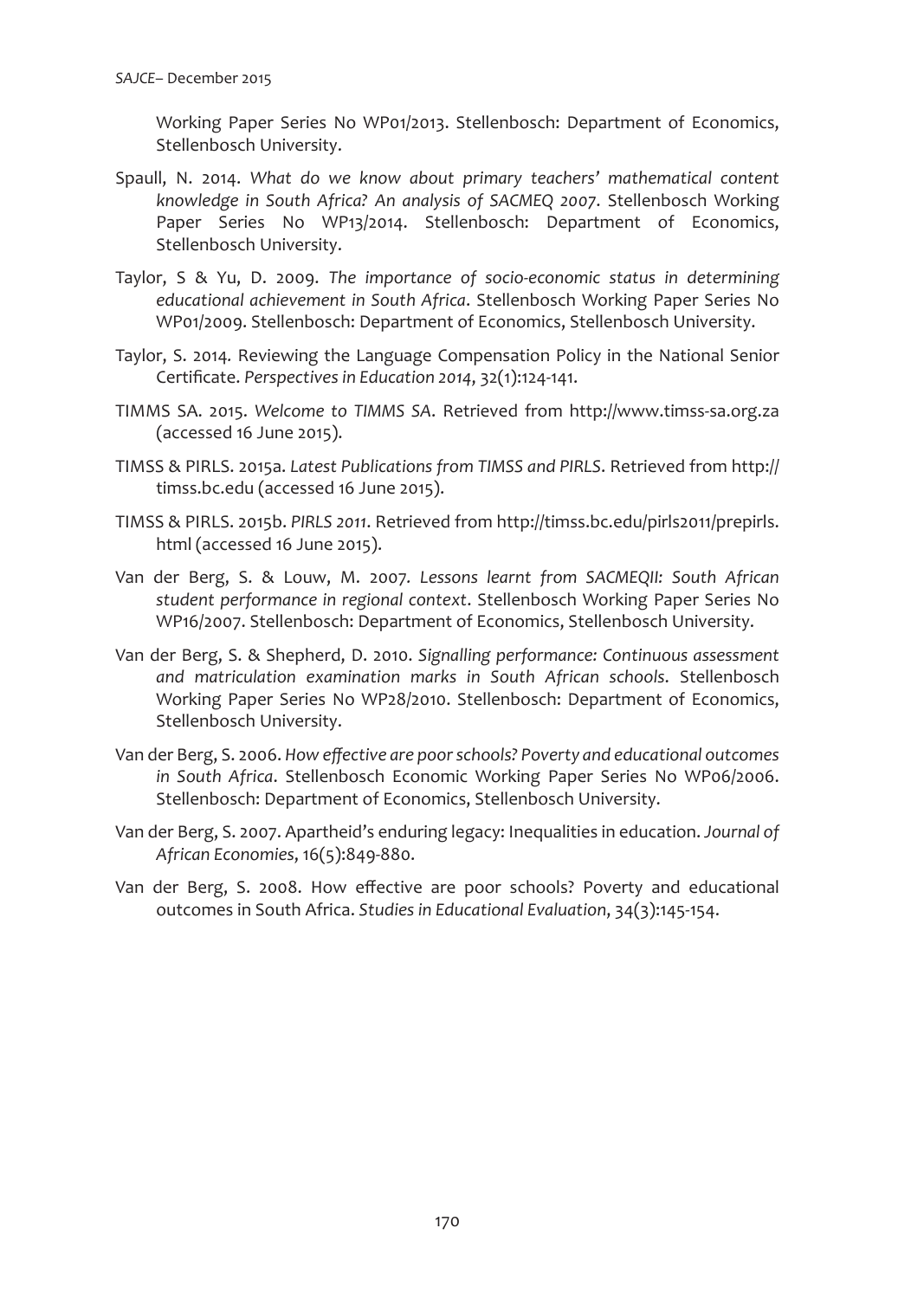Working Paper Series No WP01/2013. Stellenbosch: Department of Economics, Stellenbosch University.

Spaull, N. 2014. *What do we know about primary teachers' mathematical content knowledge in South Africa? An analysis of SACMEQ 2007*. Stellenbosch Working Paper Series No WP13/2014. Stellenbosch: Department of Economics, Stellenbosch University.

Taylor, S & Yu, D. 2009. *The importance of socio-economic status in determining educational achievement in South Africa*. Stellenbosch Working Paper Series No WP01/2009. Stellenbosch: Department of Economics, Stellenbosch University.

Taylor, S. 2014. Reviewing the Language Compensation Policy in the National Senior Certificate. *Perspectives in Education 2014*, 32(1):124-141.

TIMMS SA. 2015. *Welcome to TIMMS SA*. Retrieved from http://www.timss-sa.org.za (accessed 16 June 2015).

TIMSS & PIRLS. 2015a. *Latest Publications from TIMSS and PIRLS*. Retrieved from http://timss.bc.edu (accessed 16 June 2015).

TIMSS & PIRLS. 2015b. *PIRLS 2011*. Retrieved from http://timss.bc.edu/pirls2011/prepirls.html (accessed 16 June 2015).

Van der Berg, S. & Louw, M. 2007. *Lessons learnt from SACMEQII: South African student performance in regional context*. Stellenbosch Working Paper Series No WP16/2007. Stellenbosch: Department of Economics, Stellenbosch University.

Van der Berg, S. & Shepherd, D. 2010. *Signalling performance: Continuous assessment and matriculation examination marks in South African schools*. Stellenbosch Working Paper Series No WP28/2010. Stellenbosch: Department of Economics, Stellenbosch University.

Van der Berg, S. 2006. *How effective are poor schools? Poverty and educational outcomes in South Africa*. Stellenbosch Economic Working Paper Series No WP06/2006. Stellenbosch: Department of Economics, Stellenbosch University.

Van der Berg, S. 2007. Apartheid's enduring legacy: Inequalities in education. *Journal of African Economies*, 16(5):849-880.

Van der Berg, S. 2008. How effective are poor schools? Poverty and educational outcomes in South Africa. *Studies in Educational Evaluation*, 34(3):145-154.